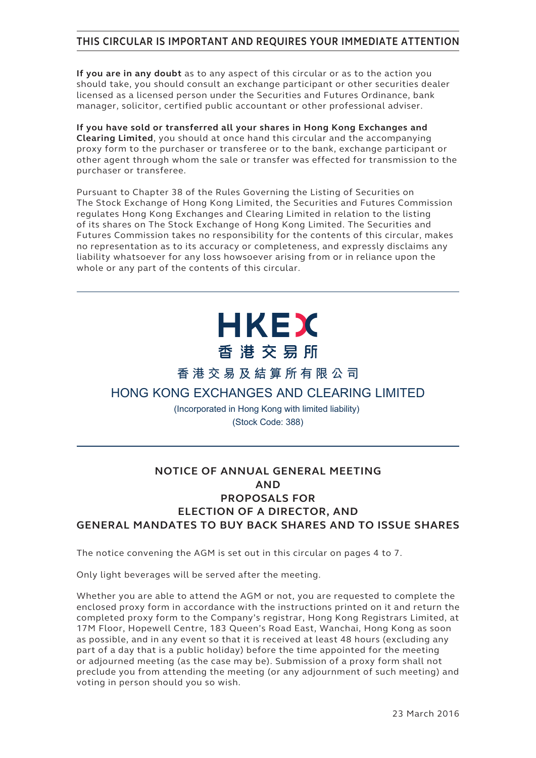**THIS CIRCULAR IS IMPORTANT AND REQUIRES YOUR IMMEDIATE ATTENTION**

**If you are in any doubt** as to any aspect of this circular or as to the action you should take, you should consult an exchange participant or other securities dealer licensed as a licensed person under the Securities and Futures Ordinance, bank manager, solicitor, certified public accountant or other professional adviser.

**If you have sold or transferred all your shares in Hong Kong Exchanges and Clearing Limited**, you should at once hand this circular and the accompanying proxy form to the purchaser or transferee or to the bank, exchange participant or other agent through whom the sale or transfer was effected for transmission to the purchaser or transferee.

Pursuant to Chapter 38 of the Rules Governing the Listing of Securities on The Stock Exchange of Hong Kong Limited, the Securities and Futures Commission regulates Hong Kong Exchanges and Clearing Limited in relation to the listing of its shares on The Stock Exchange of Hong Kong Limited. The Securities and Futures Commission takes no responsibility for the contents of this circular, makes no representation as to its accuracy or completeness, and expressly disclaims any liability whatsoever for any loss howsoever arising from or in reliance upon the whole or any part of the contents of this circular.

HKEX
香港交易所

香港交易及結算所有限公司

HONG KONG EXCHANGES AND CLEARING LIMITED

(Incorporated in Hong Kong with limited liability)

(Stock Code: 388)

# NOTICE OF ANNUAL GENERAL MEETING AND PROPOSALS FOR ELECTION OF A DIRECTOR, AND GENERAL MANDATES TO BUY BACK SHARES AND TO ISSUE SHARES

The notice convening the AGM is set out in this circular on pages 4 to 7.

Only light beverages will be served after the meeting.

Whether you are able to attend the AGM or not, you are requested to complete the enclosed proxy form in accordance with the instructions printed on it and return the completed proxy form to the Company's registrar, Hong Kong Registrars Limited, at 17M Floor, Hopewell Centre, 183 Queen's Road East, Wanchai, Hong Kong as soon as possible, and in any event so that it is received at least 48 hours (excluding any part of a day that is a public holiday) before the time appointed for the meeting or adjourned meeting (as the case may be). Submission of a proxy form shall not preclude you from attending the meeting (or any adjournment of such meeting) and voting in person should you so wish.

23 March 2016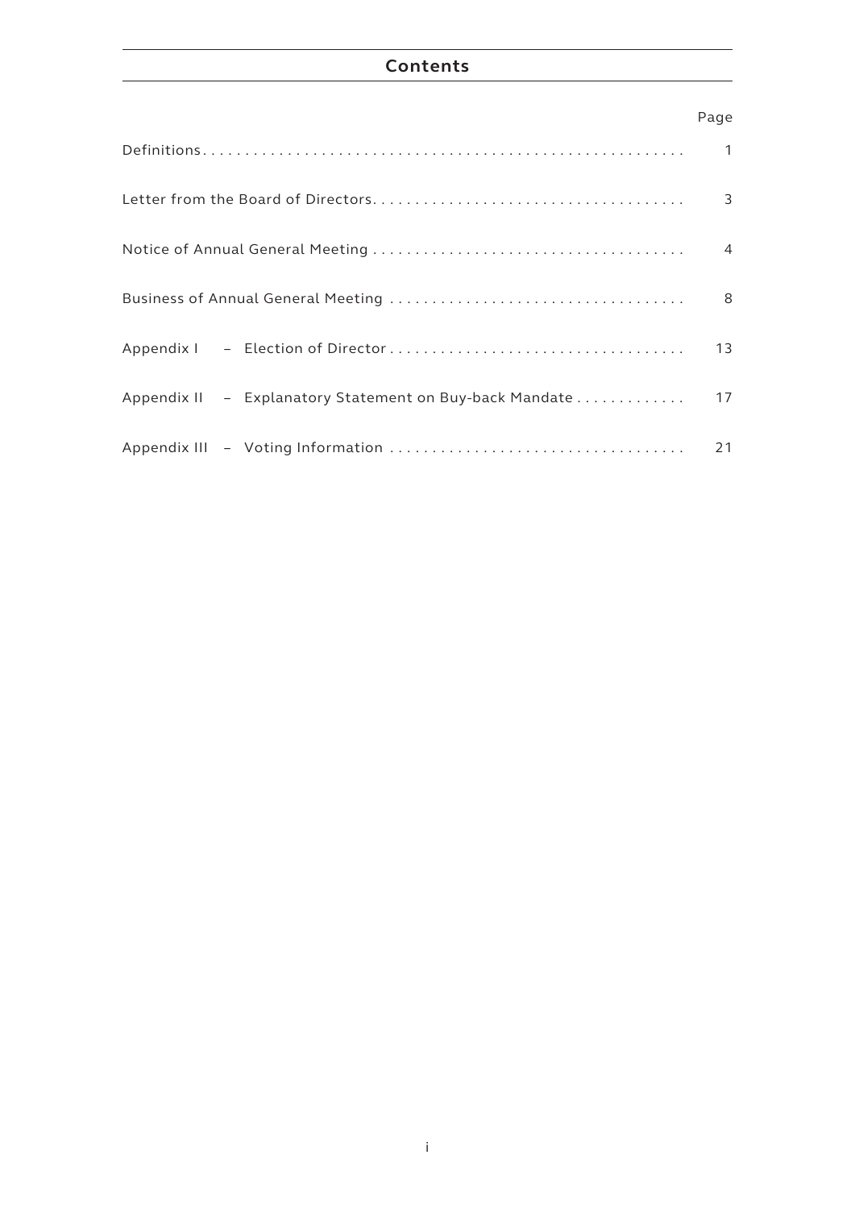# Contents

| | Page |
|---|---|
| Definitions | 1 |
| Letter from the Board of Directors | 3 |
| Notice of Annual General Meeting | 4 |
| Business of Annual General Meeting | 8 |
| Appendix I – Election of Director | 13 |
| Appendix II – Explanatory Statement on Buy-back Mandate | 17 |
| Appendix III – Voting Information | 21 |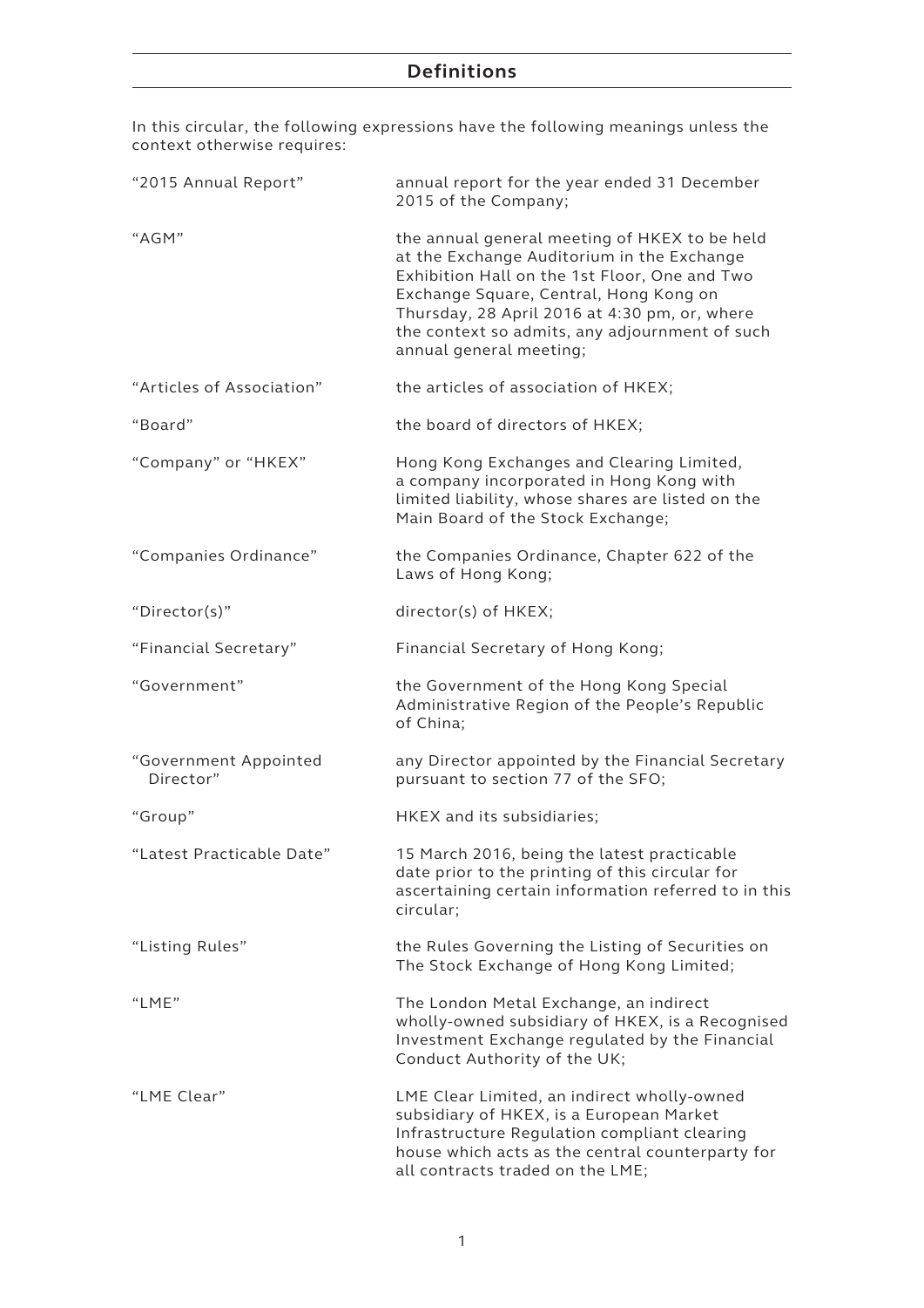# Definitions

In this circular, the following expressions have the following meanings unless the context otherwise requires:

| | |
|---|---|
| "2015 Annual Report" | annual report for the year ended 31 December 2015 of the Company; |
| "AGM" | the annual general meeting of HKEX to be held at the Exchange Auditorium in the Exchange Exhibition Hall on the 1st Floor, One and Two Exchange Square, Central, Hong Kong on Thursday, 28 April 2016 at 4:30 pm, or, where the context so admits, any adjournment of such annual general meeting; |
| "Articles of Association" | the articles of association of HKEX; |
| "Board" | the board of directors of HKEX; |
| "Company" or "HKEX" | Hong Kong Exchanges and Clearing Limited, a company incorporated in Hong Kong with limited liability, whose shares are listed on the Main Board of the Stock Exchange; |
| "Companies Ordinance" | the Companies Ordinance, Chapter 622 of the Laws of Hong Kong; |
| "Director(s)" | director(s) of HKEX; |
| "Financial Secretary" | Financial Secretary of Hong Kong; |
| "Government" | the Government of the Hong Kong Special Administrative Region of the People's Republic of China; |
| "Government Appointed Director" | any Director appointed by the Financial Secretary pursuant to section 77 of the SFO; |
| "Group" | HKEX and its subsidiaries; |
| "Latest Practicable Date" | 15 March 2016, being the latest practicable date prior to the printing of this circular for ascertaining certain information referred to in this circular; |
| "Listing Rules" | the Rules Governing the Listing of Securities on The Stock Exchange of Hong Kong Limited; |
| "LME" | The London Metal Exchange, an indirect wholly-owned subsidiary of HKEX, is a Recognised Investment Exchange regulated by the Financial Conduct Authority of the UK; |
| "LME Clear" | LME Clear Limited, an indirect wholly-owned subsidiary of HKEX, is a European Market Infrastructure Regulation compliant clearing house which acts as the central counterparty for all contracts traded on the LME; |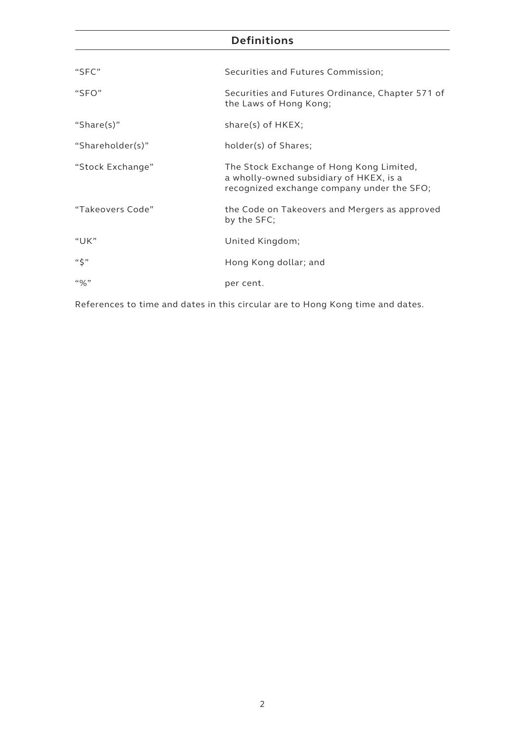## Definitions

| | |
|---|---|
| "SFC" | Securities and Futures Commission; |
| "SFO" | Securities and Futures Ordinance, Chapter 571 of the Laws of Hong Kong; |
| "Share(s)" | share(s) of HKEX; |
| "Shareholder(s)" | holder(s) of Shares; |
| "Stock Exchange" | The Stock Exchange of Hong Kong Limited, a wholly-owned subsidiary of HKEX, is a recognized exchange company under the SFO; |
| "Takeovers Code" | the Code on Takeovers and Mergers as approved by the SFC; |
| "UK" | United Kingdom; |
| "$" | Hong Kong dollar; and |
| "%" | per cent. |

References to time and dates in this circular are to Hong Kong time and dates.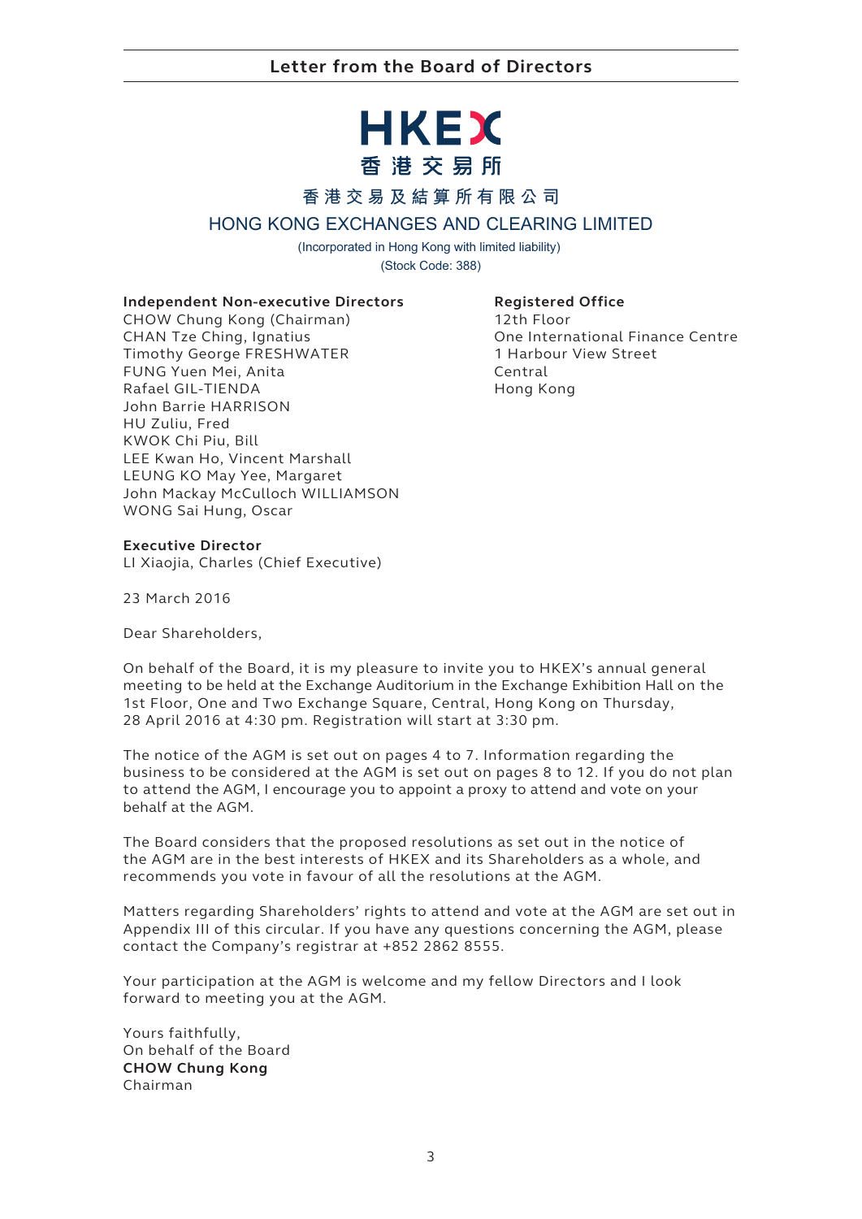# Letter from the Board of Directors

**HKEX**
**香港交易所**

**香港交易及結算所有限公司**

## HONG KONG EXCHANGES AND CLEARING LIMITED

(Incorporated in Hong Kong with limited liability)
(Stock Code: 388)

**Independent Non-executive Directors**
CHOW Chung Kong (Chairman)
CHAN Tze Ching, Ignatius
Timothy George FRESHWATER
FUNG Yuen Mei, Anita
Rafael GIL-TIENDA
John Barrie HARRISON
HU Zuliu, Fred
KWOK Chi Piu, Bill
LEE Kwan Ho, Vincent Marshall
LEUNG KO May Yee, Margaret
John Mackay McCulloch WILLIAMSON
WONG Sai Hung, Oscar

**Executive Director**
LI Xiaojia, Charles (Chief Executive)

**Registered Office**
12th Floor
One International Finance Centre
1 Harbour View Street
Central
Hong Kong

23 March 2016

Dear Shareholders,

On behalf of the Board, it is my pleasure to invite you to HKEX's annual general meeting to be held at the Exchange Auditorium in the Exchange Exhibition Hall on the 1st Floor, One and Two Exchange Square, Central, Hong Kong on Thursday, 28 April 2016 at 4:30 pm. Registration will start at 3:30 pm.

The notice of the AGM is set out on pages 4 to 7. Information regarding the business to be considered at the AGM is set out on pages 8 to 12. If you do not plan to attend the AGM, I encourage you to appoint a proxy to attend and vote on your behalf at the AGM.

The Board considers that the proposed resolutions as set out in the notice of the AGM are in the best interests of HKEX and its Shareholders as a whole, and recommends you vote in favour of all the resolutions at the AGM.

Matters regarding Shareholders' rights to attend and vote at the AGM are set out in Appendix III of this circular. If you have any questions concerning the AGM, please contact the Company's registrar at +852 2862 8555.

Your participation at the AGM is welcome and my fellow Directors and I look forward to meeting you at the AGM.

Yours faithfully,
On behalf of the Board
**CHOW Chung Kong**
Chairman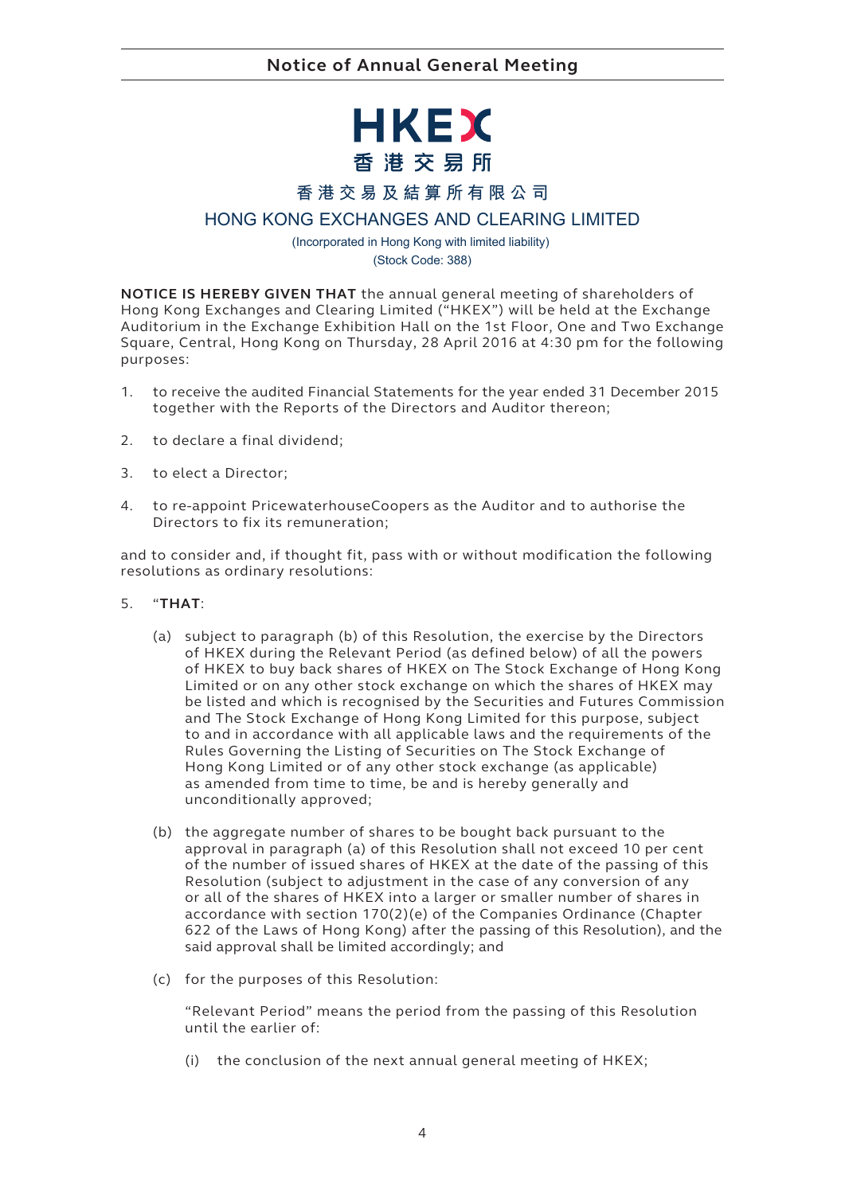HKEX

香 港 交 易 所

香港交易及結算所有限公司

# HONG KONG EXCHANGES AND CLEARING LIMITED

(Incorporated in Hong Kong with limited liability)

(Stock Code: 388)

**NOTICE IS HEREBY GIVEN THAT** the annual general meeting of shareholders of Hong Kong Exchanges and Clearing Limited ("HKEX") will be held at the Exchange Auditorium in the Exchange Exhibition Hall on the 1st Floor, One and Two Exchange Square, Central, Hong Kong on Thursday, 28 April 2016 at 4:30 pm for the following purposes:

1. to receive the audited Financial Statements for the year ended 31 December 2015 together with the Reports of the Directors and Auditor thereon;

2. to declare a final dividend;

3. to elect a Director;

4. to re-appoint PricewaterhouseCoopers as the Auditor and to authorise the Directors to fix its remuneration;

and to consider and, if thought fit, pass with or without modification the following resolutions as ordinary resolutions:

5. "**THAT**:

   (a) subject to paragraph (b) of this Resolution, the exercise by the Directors of HKEX during the Relevant Period (as defined below) of all the powers of HKEX to buy back shares of HKEX on The Stock Exchange of Hong Kong Limited or on any other stock exchange on which the shares of HKEX may be listed and which is recognised by the Securities and Futures Commission and The Stock Exchange of Hong Kong Limited for this purpose, subject to and in accordance with all applicable laws and the requirements of the Rules Governing the Listing of Securities on The Stock Exchange of Hong Kong Limited or of any other stock exchange (as applicable) as amended from time to time, be and is hereby generally and unconditionally approved;

   (b) the aggregate number of shares to be bought back pursuant to the approval in paragraph (a) of this Resolution shall not exceed 10 per cent of the number of issued shares of HKEX at the date of the passing of this Resolution (subject to adjustment in the case of any conversion of any or all of the shares of HKEX into a larger or smaller number of shares in accordance with section 170(2)(e) of the Companies Ordinance (Chapter 622 of the Laws of Hong Kong) after the passing of this Resolution), and the said approval shall be limited accordingly; and

   (c) for the purposes of this Resolution:

   "Relevant Period" means the period from the passing of this Resolution until the earlier of:

   (i) the conclusion of the next annual general meeting of HKEX;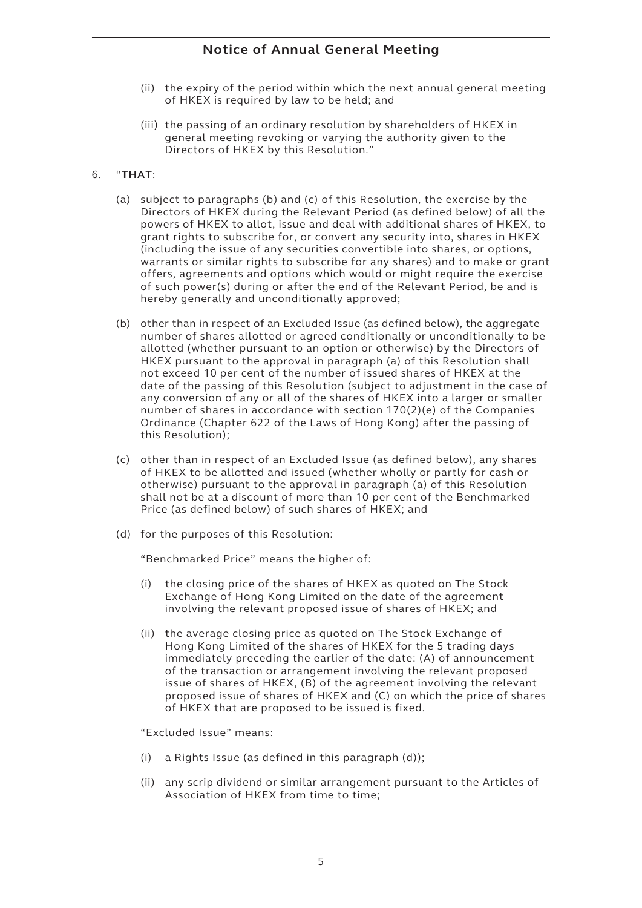(ii) the expiry of the period within which the next annual general meeting of HKEX is required by law to be held; and

(iii) the passing of an ordinary resolution by shareholders of HKEX in general meeting revoking or varying the authority given to the Directors of HKEX by this Resolution."

6. "**THAT**:

   (a) subject to paragraphs (b) and (c) of this Resolution, the exercise by the Directors of HKEX during the Relevant Period (as defined below) of all the powers of HKEX to allot, issue and deal with additional shares of HKEX, to grant rights to subscribe for, or convert any security into, shares in HKEX (including the issue of any securities convertible into shares, or options, warrants or similar rights to subscribe for any shares) and to make or grant offers, agreements and options which would or might require the exercise of such power(s) during or after the end of the Relevant Period, be and is hereby generally and unconditionally approved;

   (b) other than in respect of an Excluded Issue (as defined below), the aggregate number of shares allotted or agreed conditionally or unconditionally to be allotted (whether pursuant to an option or otherwise) by the Directors of HKEX pursuant to the approval in paragraph (a) of this Resolution shall not exceed 10 per cent of the number of issued shares of HKEX at the date of the passing of this Resolution (subject to adjustment in the case of any conversion of any or all of the shares of HKEX into a larger or smaller number of shares in accordance with section 170(2)(e) of the Companies Ordinance (Chapter 622 of the Laws of Hong Kong) after the passing of this Resolution);

   (c) other than in respect of an Excluded Issue (as defined below), any shares of HKEX to be allotted and issued (whether wholly or partly for cash or otherwise) pursuant to the approval in paragraph (a) of this Resolution shall not be at a discount of more than 10 per cent of the Benchmarked Price (as defined below) of such shares of HKEX; and

   (d) for the purposes of this Resolution:

   "Benchmarked Price" means the higher of:

   (i) the closing price of the shares of HKEX as quoted on The Stock Exchange of Hong Kong Limited on the date of the agreement involving the relevant proposed issue of shares of HKEX; and

   (ii) the average closing price as quoted on The Stock Exchange of Hong Kong Limited of the shares of HKEX for the 5 trading days immediately preceding the earlier of the date: (A) of announcement of the transaction or arrangement involving the relevant proposed issue of shares of HKEX, (B) of the agreement involving the relevant proposed issue of shares of HKEX and (C) on which the price of shares of HKEX that are proposed to be issued is fixed.

   "Excluded Issue" means:

   (i) a Rights Issue (as defined in this paragraph (d));

   (ii) any scrip dividend or similar arrangement pursuant to the Articles of Association of HKEX from time to time;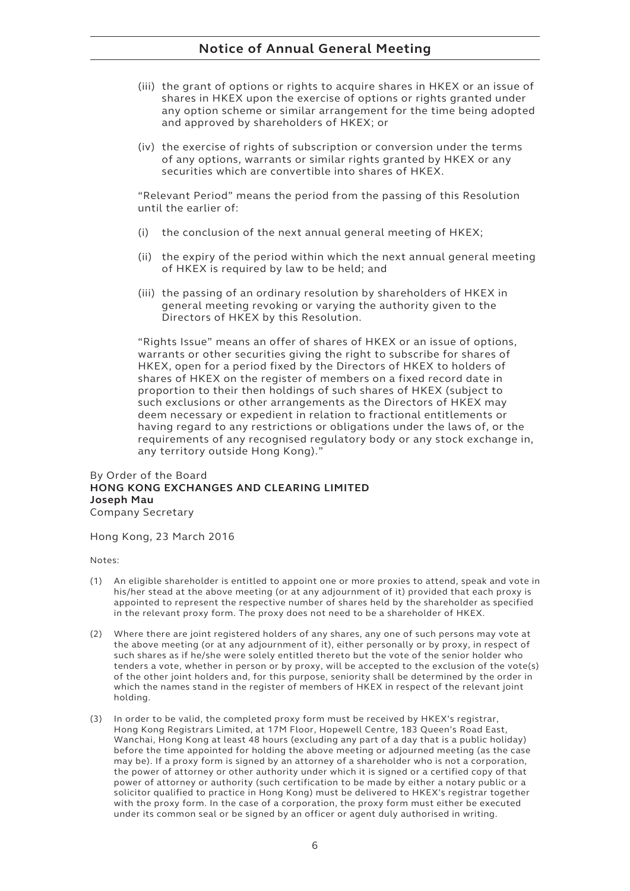(iii) the grant of options or rights to acquire shares in HKEX or an issue of shares in HKEX upon the exercise of options or rights granted under any option scheme or similar arrangement for the time being adopted and approved by shareholders of HKEX; or

(iv) the exercise of rights of subscription or conversion under the terms of any options, warrants or similar rights granted by HKEX or any securities which are convertible into shares of HKEX.

"Relevant Period" means the period from the passing of this Resolution until the earlier of:

(i) the conclusion of the next annual general meeting of HKEX;

(ii) the expiry of the period within which the next annual general meeting of HKEX is required by law to be held; and

(iii) the passing of an ordinary resolution by shareholders of HKEX in general meeting revoking or varying the authority given to the Directors of HKEX by this Resolution.

"Rights Issue" means an offer of shares of HKEX or an issue of options, warrants or other securities giving the right to subscribe for shares of HKEX, open for a period fixed by the Directors of HKEX to holders of shares of HKEX on the register of members on a fixed record date in proportion to their then holdings of such shares of HKEX (subject to such exclusions or other arrangements as the Directors of HKEX may deem necessary or expedient in relation to fractional entitlements or having regard to any restrictions or obligations under the laws of, or the requirements of any recognised regulatory body or any stock exchange in, any territory outside Hong Kong)."

By Order of the Board
**HONG KONG EXCHANGES AND CLEARING LIMITED**
**Joseph Mau**
Company Secretary

Hong Kong, 23 March 2016

Notes:

(1) An eligible shareholder is entitled to appoint one or more proxies to attend, speak and vote in his/her stead at the above meeting (or at any adjournment of it) provided that each proxy is appointed to represent the respective number of shares held by the shareholder as specified in the relevant proxy form. The proxy does not need to be a shareholder of HKEX.

(2) Where there are joint registered holders of any shares, any one of such persons may vote at the above meeting (or at any adjournment of it), either personally or by proxy, in respect of such shares as if he/she were solely entitled thereto but the vote of the senior holder who tenders a vote, whether in person or by proxy, will be accepted to the exclusion of the vote(s) of the other joint holders and, for this purpose, seniority shall be determined by the order in which the names stand in the register of members of HKEX in respect of the relevant joint holding.

(3) In order to be valid, the completed proxy form must be received by HKEX's registrar, Hong Kong Registrars Limited, at 17M Floor, Hopewell Centre, 183 Queen's Road East, Wanchai, Hong Kong at least 48 hours (excluding any part of a day that is a public holiday) before the time appointed for holding the above meeting or adjourned meeting (as the case may be). If a proxy form is signed by an attorney of a shareholder who is not a corporation, the power of attorney or other authority under which it is signed or a certified copy of that power of attorney or authority (such certification to be made by either a notary public or a solicitor qualified to practice in Hong Kong) must be delivered to HKEX's registrar together with the proxy form. In the case of a corporation, the proxy form must either be executed under its common seal or be signed by an officer or agent duly authorised in writing.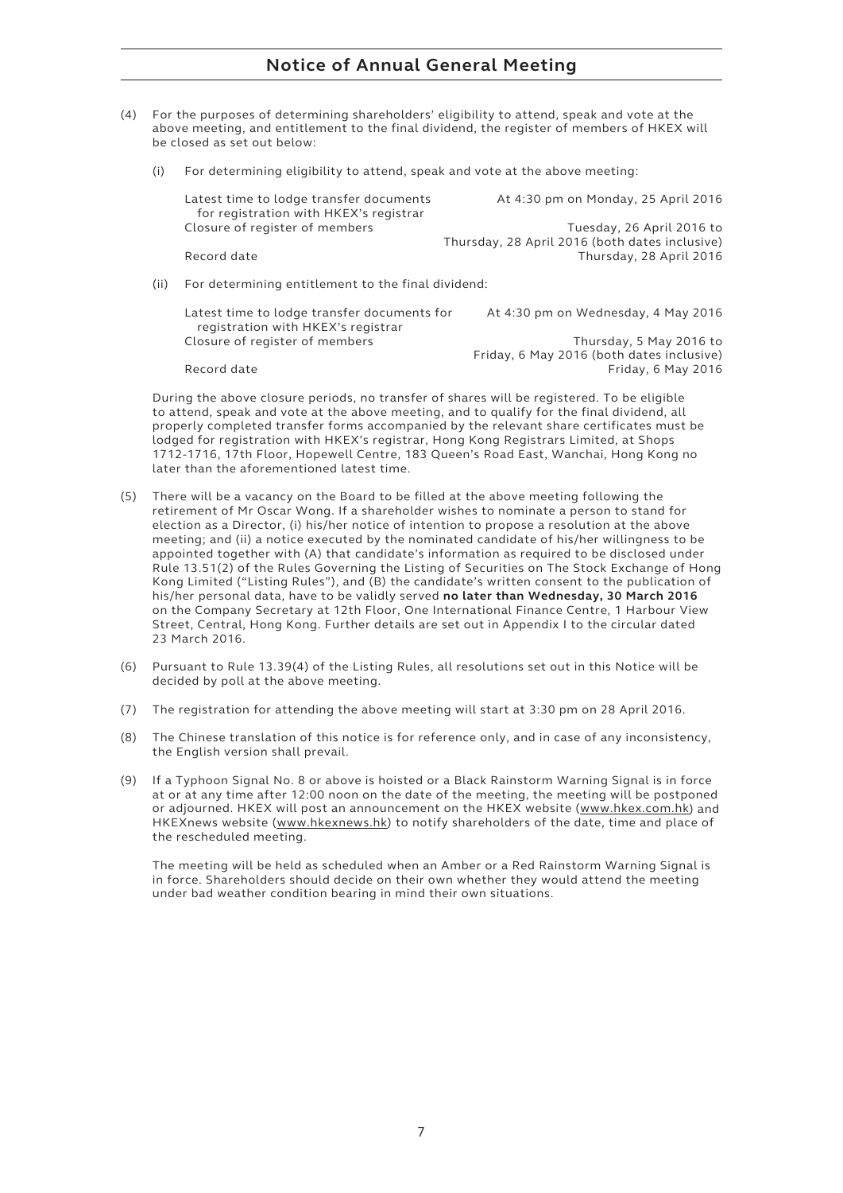(4) For the purposes of determining shareholders' eligibility to attend, speak and vote at the above meeting, and entitlement to the final dividend, the register of members of HKEX will be closed as set out below:

(i) For determining eligibility to attend, speak and vote at the above meeting:

| | |
|---|---|
| Latest time to lodge transfer documents for registration with HKEX's registrar | At 4:30 pm on Monday, 25 April 2016 |
| Closure of register of members | Tuesday, 26 April 2016 to Thursday, 28 April 2016 (both dates inclusive) |
| Record date | Thursday, 28 April 2016 |

(ii) For determining entitlement to the final dividend:

| | |
|---|---|
| Latest time to lodge transfer documents for registration with HKEX's registrar | At 4:30 pm on Wednesday, 4 May 2016 |
| Closure of register of members | Thursday, 5 May 2016 to Friday, 6 May 2016 (both dates inclusive) |
| Record date | Friday, 6 May 2016 |

During the above closure periods, no transfer of shares will be registered. To be eligible to attend, speak and vote at the above meeting, and to qualify for the final dividend, all properly completed transfer forms accompanied by the relevant share certificates must be lodged for registration with HKEX's registrar, Hong Kong Registrars Limited, at Shops 1712-1716, 17th Floor, Hopewell Centre, 183 Queen's Road East, Wanchai, Hong Kong no later than the aforementioned latest time.

(5) There will be a vacancy on the Board to be filled at the above meeting following the retirement of Mr Oscar Wong. If a shareholder wishes to nominate a person to stand for election as a Director, (i) his/her notice of intention to propose a resolution at the above meeting; and (ii) a notice executed by the nominated candidate of his/her willingness to be appointed together with (A) that candidate's information as required to be disclosed under Rule 13.51(2) of the Rules Governing the Listing of Securities on The Stock Exchange of Hong Kong Limited ("Listing Rules"), and (B) the candidate's written consent to the publication of his/her personal data, have to be validly served **no later than Wednesday, 30 March 2016** on the Company Secretary at 12th Floor, One International Finance Centre, 1 Harbour View Street, Central, Hong Kong. Further details are set out in Appendix I to the circular dated 23 March 2016.

(6) Pursuant to Rule 13.39(4) of the Listing Rules, all resolutions set out in this Notice will be decided by poll at the above meeting.

(7) The registration for attending the above meeting will start at 3:30 pm on 28 April 2016.

(8) The Chinese translation of this notice is for reference only, and in case of any inconsistency, the English version shall prevail.

(9) If a Typhoon Signal No. 8 or above is hoisted or a Black Rainstorm Warning Signal is in force at or at any time after 12:00 noon on the date of the meeting, the meeting will be postponed or adjourned. HKEX will post an announcement on the HKEX website (www.hkex.com.hk) and HKEXnews website (www.hkexnews.hk) to notify shareholders of the date, time and place of the rescheduled meeting.

The meeting will be held as scheduled when an Amber or a Red Rainstorm Warning Signal is in force. Shareholders should decide on their own whether they would attend the meeting under bad weather condition bearing in mind their own situations.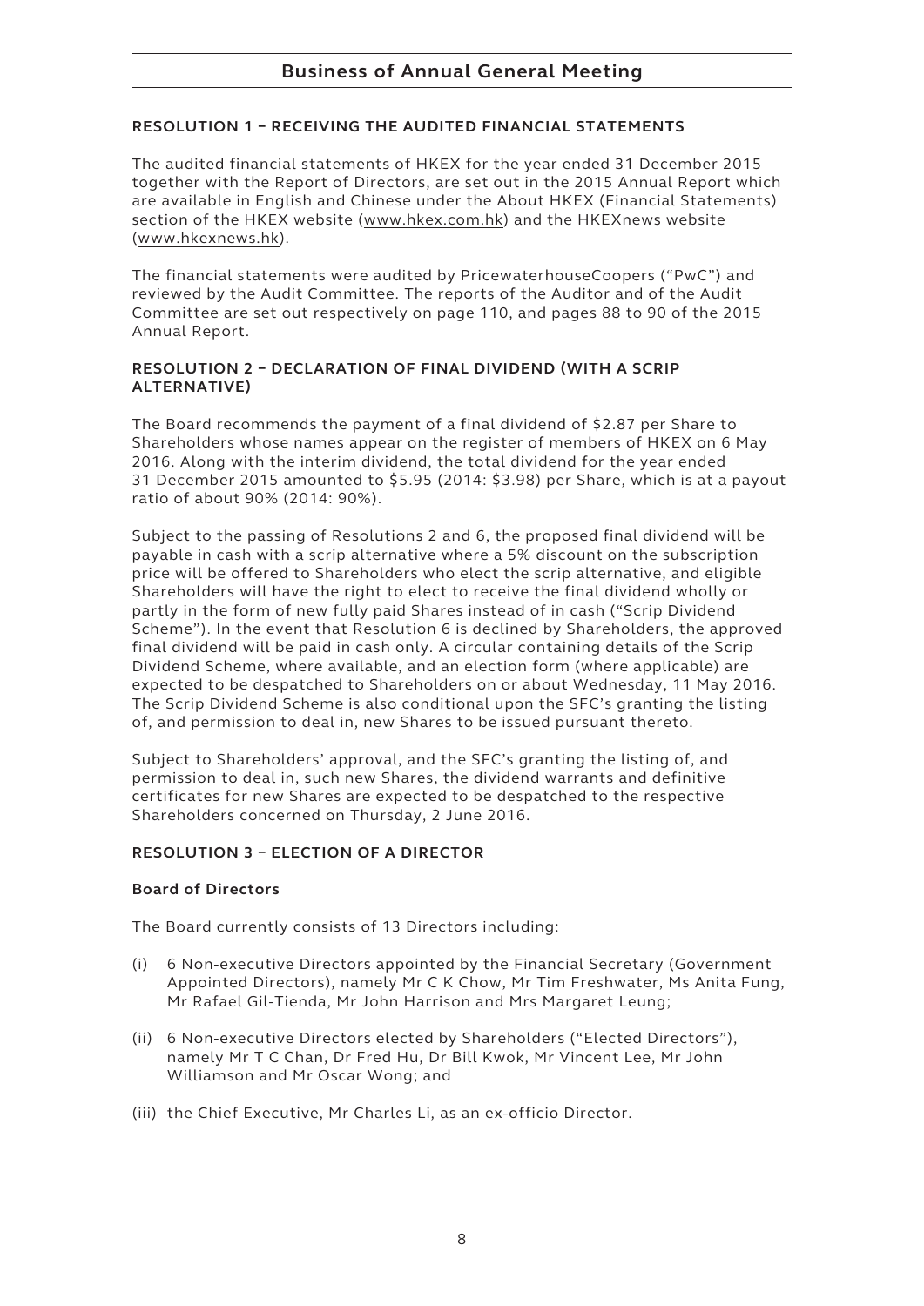# Business of Annual General Meeting

## RESOLUTION 1 – RECEIVING THE AUDITED FINANCIAL STATEMENTS

The audited financial statements of HKEX for the year ended 31 December 2015 together with the Report of Directors, are set out in the 2015 Annual Report which are available in English and Chinese under the About HKEX (Financial Statements) section of the HKEX website (www.hkex.com.hk) and the HKEXnews website (www.hkexnews.hk).

The financial statements were audited by PricewaterhouseCoopers ("PwC") and reviewed by the Audit Committee. The reports of the Auditor and of the Audit Committee are set out respectively on page 110, and pages 88 to 90 of the 2015 Annual Report.

## RESOLUTION 2 – DECLARATION OF FINAL DIVIDEND (WITH A SCRIP ALTERNATIVE)

The Board recommends the payment of a final dividend of $2.87 per Share to Shareholders whose names appear on the register of members of HKEX on 6 May 2016. Along with the interim dividend, the total dividend for the year ended 31 December 2015 amounted to $5.95 (2014: $3.98) per Share, which is at a payout ratio of about 90% (2014: 90%).

Subject to the passing of Resolutions 2 and 6, the proposed final dividend will be payable in cash with a scrip alternative where a 5% discount on the subscription price will be offered to Shareholders who elect the scrip alternative, and eligible Shareholders will have the right to elect to receive the final dividend wholly or partly in the form of new fully paid Shares instead of in cash ("Scrip Dividend Scheme"). In the event that Resolution 6 is declined by Shareholders, the approved final dividend will be paid in cash only. A circular containing details of the Scrip Dividend Scheme, where available, and an election form (where applicable) are expected to be despatched to Shareholders on or about Wednesday, 11 May 2016. The Scrip Dividend Scheme is also conditional upon the SFC's granting the listing of, and permission to deal in, new Shares to be issued pursuant thereto.

Subject to Shareholders' approval, and the SFC's granting the listing of, and permission to deal in, such new Shares, the dividend warrants and definitive certificates for new Shares are expected to be despatched to the respective Shareholders concerned on Thursday, 2 June 2016.

## RESOLUTION 3 – ELECTION OF A DIRECTOR

### Board of Directors

The Board currently consists of 13 Directors including:

(i) 6 Non-executive Directors appointed by the Financial Secretary (Government Appointed Directors), namely Mr C K Chow, Mr Tim Freshwater, Ms Anita Fung, Mr Rafael Gil-Tienda, Mr John Harrison and Mrs Margaret Leung;

(ii) 6 Non-executive Directors elected by Shareholders ("Elected Directors"), namely Mr T C Chan, Dr Fred Hu, Dr Bill Kwok, Mr Vincent Lee, Mr John Williamson and Mr Oscar Wong; and

(iii) the Chief Executive, Mr Charles Li, as an ex-officio Director.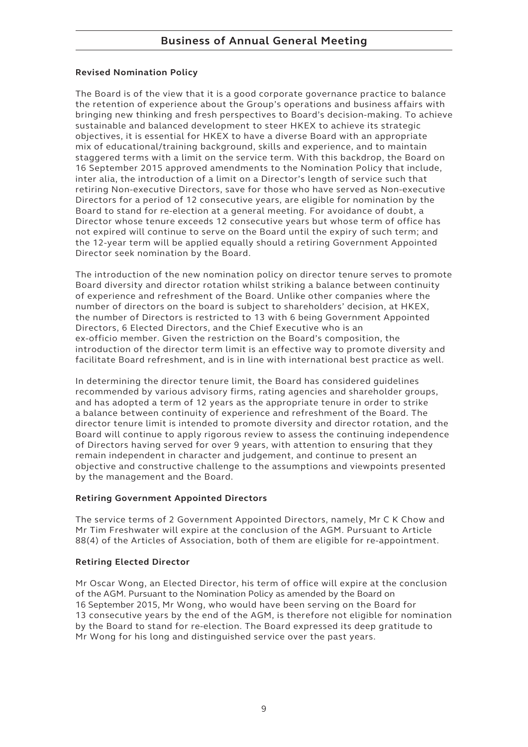## Business of Annual General Meeting

### Revised Nomination Policy

The Board is of the view that it is a good corporate governance practice to balance the retention of experience about the Group's operations and business affairs with bringing new thinking and fresh perspectives to Board's decision-making. To achieve sustainable and balanced development to steer HKEX to achieve its strategic objectives, it is essential for HKEX to have a diverse Board with an appropriate mix of educational/training background, skills and experience, and to maintain staggered terms with a limit on the service term. With this backdrop, the Board on 16 September 2015 approved amendments to the Nomination Policy that include, inter alia, the introduction of a limit on a Director's length of service such that retiring Non-executive Directors, save for those who have served as Non-executive Directors for a period of 12 consecutive years, are eligible for nomination by the Board to stand for re-election at a general meeting. For avoidance of doubt, a Director whose tenure exceeds 12 consecutive years but whose term of office has not expired will continue to serve on the Board until the expiry of such term; and the 12-year term will be applied equally should a retiring Government Appointed Director seek nomination by the Board.

The introduction of the new nomination policy on director tenure serves to promote Board diversity and director rotation whilst striking a balance between continuity of experience and refreshment of the Board. Unlike other companies where the number of directors on the board is subject to shareholders' decision, at HKEX, the number of Directors is restricted to 13 with 6 being Government Appointed Directors, 6 Elected Directors, and the Chief Executive who is an ex-officio member. Given the restriction on the Board's composition, the introduction of the director term limit is an effective way to promote diversity and facilitate Board refreshment, and is in line with international best practice as well.

In determining the director tenure limit, the Board has considered guidelines recommended by various advisory firms, rating agencies and shareholder groups, and has adopted a term of 12 years as the appropriate tenure in order to strike a balance between continuity of experience and refreshment of the Board. The director tenure limit is intended to promote diversity and director rotation, and the Board will continue to apply rigorous review to assess the continuing independence of Directors having served for over 9 years, with attention to ensuring that they remain independent in character and judgement, and continue to present an objective and constructive challenge to the assumptions and viewpoints presented by the management and the Board.

### Retiring Government Appointed Directors

The service terms of 2 Government Appointed Directors, namely, Mr C K Chow and Mr Tim Freshwater will expire at the conclusion of the AGM. Pursuant to Article 88(4) of the Articles of Association, both of them are eligible for re-appointment.

### Retiring Elected Director

Mr Oscar Wong, an Elected Director, his term of office will expire at the conclusion of the AGM. Pursuant to the Nomination Policy as amended by the Board on 16 September 2015, Mr Wong, who would have been serving on the Board for 13 consecutive years by the end of the AGM, is therefore not eligible for nomination by the Board to stand for re-election. The Board expressed its deep gratitude to Mr Wong for his long and distinguished service over the past years.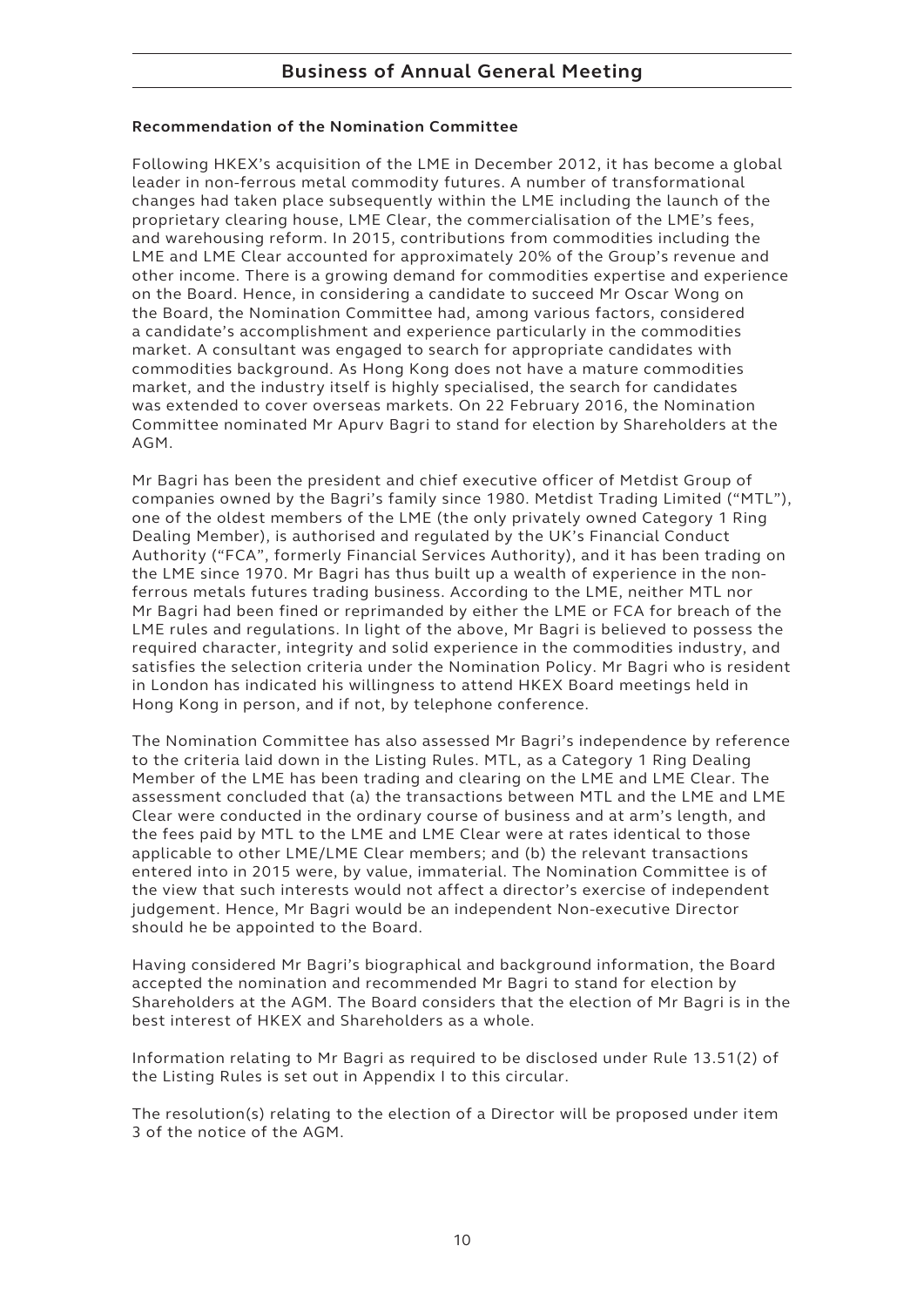## Business of Annual General Meeting

**Recommendation of the Nomination Committee**

Following HKEX's acquisition of the LME in December 2012, it has become a global leader in non-ferrous metal commodity futures. A number of transformational changes had taken place subsequently within the LME including the launch of the proprietary clearing house, LME Clear, the commercialisation of the LME's fees, and warehousing reform. In 2015, contributions from commodities including the LME and LME Clear accounted for approximately 20% of the Group's revenue and other income. There is a growing demand for commodities expertise and experience on the Board. Hence, in considering a candidate to succeed Mr Oscar Wong on the Board, the Nomination Committee had, among various factors, considered a candidate's accomplishment and experience particularly in the commodities market. A consultant was engaged to search for appropriate candidates with commodities background. As Hong Kong does not have a mature commodities market, and the industry itself is highly specialised, the search for candidates was extended to cover overseas markets. On 22 February 2016, the Nomination Committee nominated Mr Apurv Bagri to stand for election by Shareholders at the AGM.

Mr Bagri has been the president and chief executive officer of Metdist Group of companies owned by the Bagri's family since 1980. Metdist Trading Limited ("MTL"), one of the oldest members of the LME (the only privately owned Category 1 Ring Dealing Member), is authorised and regulated by the UK's Financial Conduct Authority ("FCA", formerly Financial Services Authority), and it has been trading on the LME since 1970. Mr Bagri has thus built up a wealth of experience in the non-ferrous metals futures trading business. According to the LME, neither MTL nor Mr Bagri had been fined or reprimanded by either the LME or FCA for breach of the LME rules and regulations. In light of the above, Mr Bagri is believed to possess the required character, integrity and solid experience in the commodities industry, and satisfies the selection criteria under the Nomination Policy. Mr Bagri who is resident in London has indicated his willingness to attend HKEX Board meetings held in Hong Kong in person, and if not, by telephone conference.

The Nomination Committee has also assessed Mr Bagri's independence by reference to the criteria laid down in the Listing Rules. MTL, as a Category 1 Ring Dealing Member of the LME has been trading and clearing on the LME and LME Clear. The assessment concluded that (a) the transactions between MTL and the LME and LME Clear were conducted in the ordinary course of business and at arm's length, and the fees paid by MTL to the LME and LME Clear were at rates identical to those applicable to other LME/LME Clear members; and (b) the relevant transactions entered into in 2015 were, by value, immaterial. The Nomination Committee is of the view that such interests would not affect a director's exercise of independent judgement. Hence, Mr Bagri would be an independent Non-executive Director should he be appointed to the Board.

Having considered Mr Bagri's biographical and background information, the Board accepted the nomination and recommended Mr Bagri to stand for election by Shareholders at the AGM. The Board considers that the election of Mr Bagri is in the best interest of HKEX and Shareholders as a whole.

Information relating to Mr Bagri as required to be disclosed under Rule 13.51(2) of the Listing Rules is set out in Appendix I to this circular.

The resolution(s) relating to the election of a Director will be proposed under item 3 of the notice of the AGM.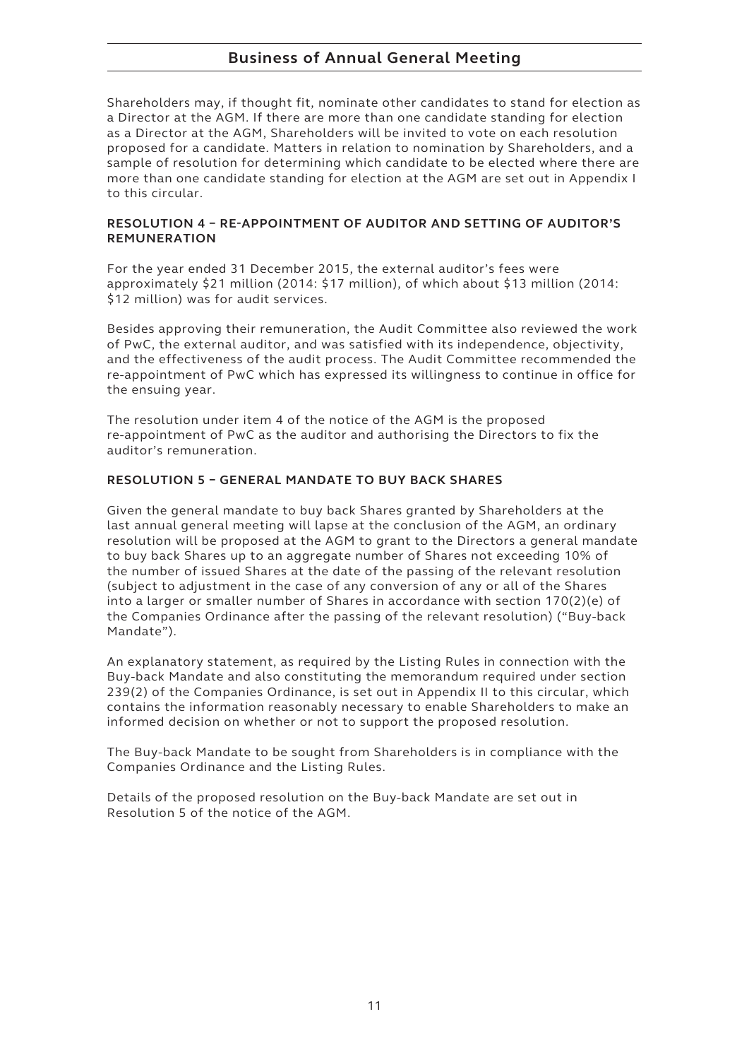Shareholders may, if thought fit, nominate other candidates to stand for election as a Director at the AGM. If there are more than one candidate standing for election as a Director at the AGM, Shareholders will be invited to vote on each resolution proposed for a candidate. Matters in relation to nomination by Shareholders, and a sample of resolution for determining which candidate to be elected where there are more than one candidate standing for election at the AGM are set out in Appendix I to this circular.

## RESOLUTION 4 – RE-APPOINTMENT OF AUDITOR AND SETTING OF AUDITOR'S REMUNERATION

For the year ended 31 December 2015, the external auditor's fees were approximately $21 million (2014: $17 million), of which about $13 million (2014: $12 million) was for audit services.

Besides approving their remuneration, the Audit Committee also reviewed the work of PwC, the external auditor, and was satisfied with its independence, objectivity, and the effectiveness of the audit process. The Audit Committee recommended the re-appointment of PwC which has expressed its willingness to continue in office for the ensuing year.

The resolution under item 4 of the notice of the AGM is the proposed re-appointment of PwC as the auditor and authorising the Directors to fix the auditor's remuneration.

## RESOLUTION 5 – GENERAL MANDATE TO BUY BACK SHARES

Given the general mandate to buy back Shares granted by Shareholders at the last annual general meeting will lapse at the conclusion of the AGM, an ordinary resolution will be proposed at the AGM to grant to the Directors a general mandate to buy back Shares up to an aggregate number of Shares not exceeding 10% of the number of issued Shares at the date of the passing of the relevant resolution (subject to adjustment in the case of any conversion of any or all of the Shares into a larger or smaller number of Shares in accordance with section 170(2)(e) of the Companies Ordinance after the passing of the relevant resolution) ("Buy-back Mandate").

An explanatory statement, as required by the Listing Rules in connection with the Buy-back Mandate and also constituting the memorandum required under section 239(2) of the Companies Ordinance, is set out in Appendix II to this circular, which contains the information reasonably necessary to enable Shareholders to make an informed decision on whether or not to support the proposed resolution.

The Buy-back Mandate to be sought from Shareholders is in compliance with the Companies Ordinance and the Listing Rules.

Details of the proposed resolution on the Buy-back Mandate are set out in Resolution 5 of the notice of the AGM.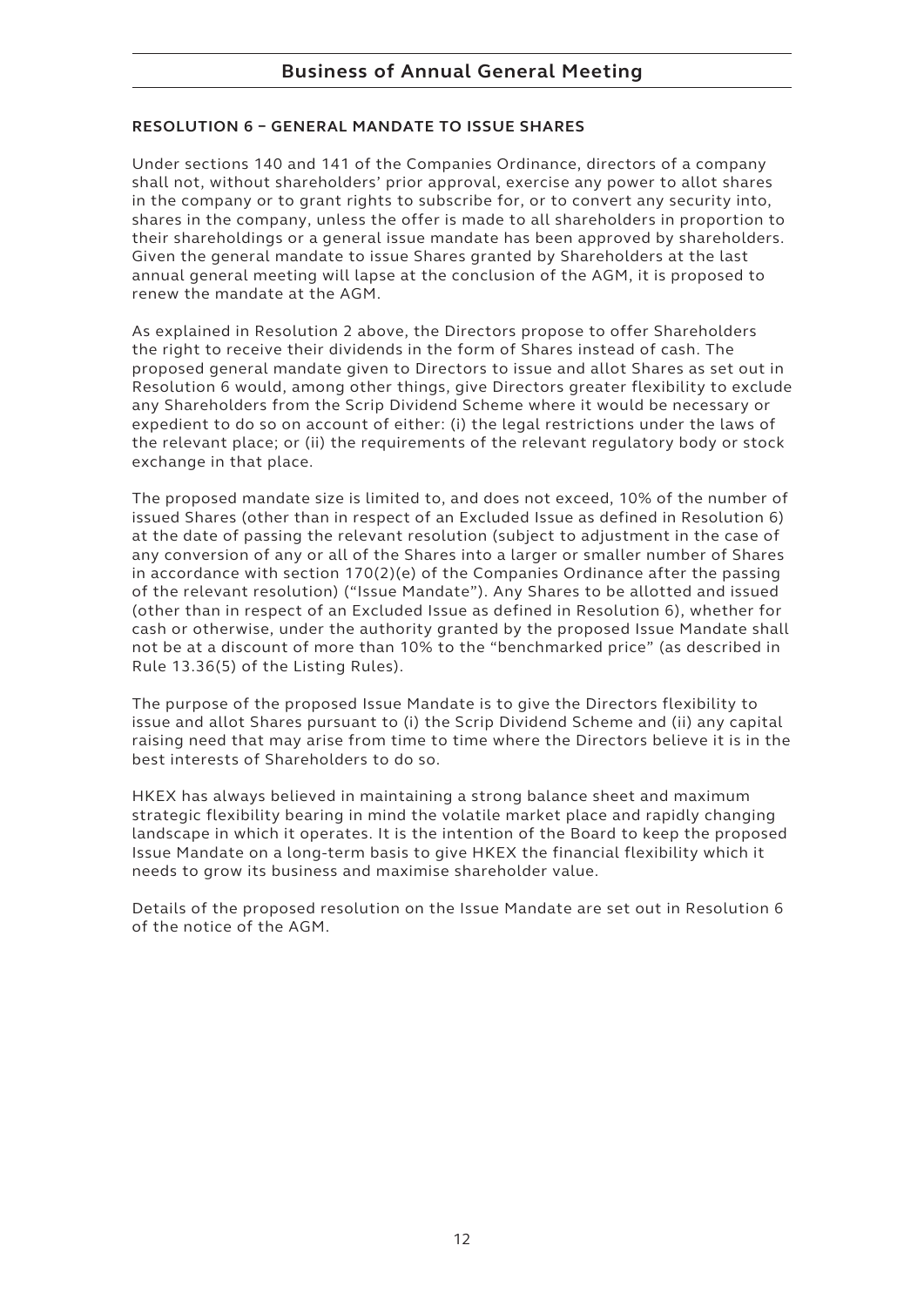### RESOLUTION 6 – GENERAL MANDATE TO ISSUE SHARES

Under sections 140 and 141 of the Companies Ordinance, directors of a company shall not, without shareholders' prior approval, exercise any power to allot shares in the company or to grant rights to subscribe for, or to convert any security into, shares in the company, unless the offer is made to all shareholders in proportion to their shareholdings or a general issue mandate has been approved by shareholders. Given the general mandate to issue Shares granted by Shareholders at the last annual general meeting will lapse at the conclusion of the AGM, it is proposed to renew the mandate at the AGM.

As explained in Resolution 2 above, the Directors propose to offer Shareholders the right to receive their dividends in the form of Shares instead of cash. The proposed general mandate given to Directors to issue and allot Shares as set out in Resolution 6 would, among other things, give Directors greater flexibility to exclude any Shareholders from the Scrip Dividend Scheme where it would be necessary or expedient to do so on account of either: (i) the legal restrictions under the laws of the relevant place; or (ii) the requirements of the relevant regulatory body or stock exchange in that place.

The proposed mandate size is limited to, and does not exceed, 10% of the number of issued Shares (other than in respect of an Excluded Issue as defined in Resolution 6) at the date of passing the relevant resolution (subject to adjustment in the case of any conversion of any or all of the Shares into a larger or smaller number of Shares in accordance with section 170(2)(e) of the Companies Ordinance after the passing of the relevant resolution) ("Issue Mandate"). Any Shares to be allotted and issued (other than in respect of an Excluded Issue as defined in Resolution 6), whether for cash or otherwise, under the authority granted by the proposed Issue Mandate shall not be at a discount of more than 10% to the "benchmarked price" (as described in Rule 13.36(5) of the Listing Rules).

The purpose of the proposed Issue Mandate is to give the Directors flexibility to issue and allot Shares pursuant to (i) the Scrip Dividend Scheme and (ii) any capital raising need that may arise from time to time where the Directors believe it is in the best interests of Shareholders to do so.

HKEX has always believed in maintaining a strong balance sheet and maximum strategic flexibility bearing in mind the volatile market place and rapidly changing landscape in which it operates. It is the intention of the Board to keep the proposed Issue Mandate on a long-term basis to give HKEX the financial flexibility which it needs to grow its business and maximise shareholder value.

Details of the proposed resolution on the Issue Mandate are set out in Resolution 6 of the notice of the AGM.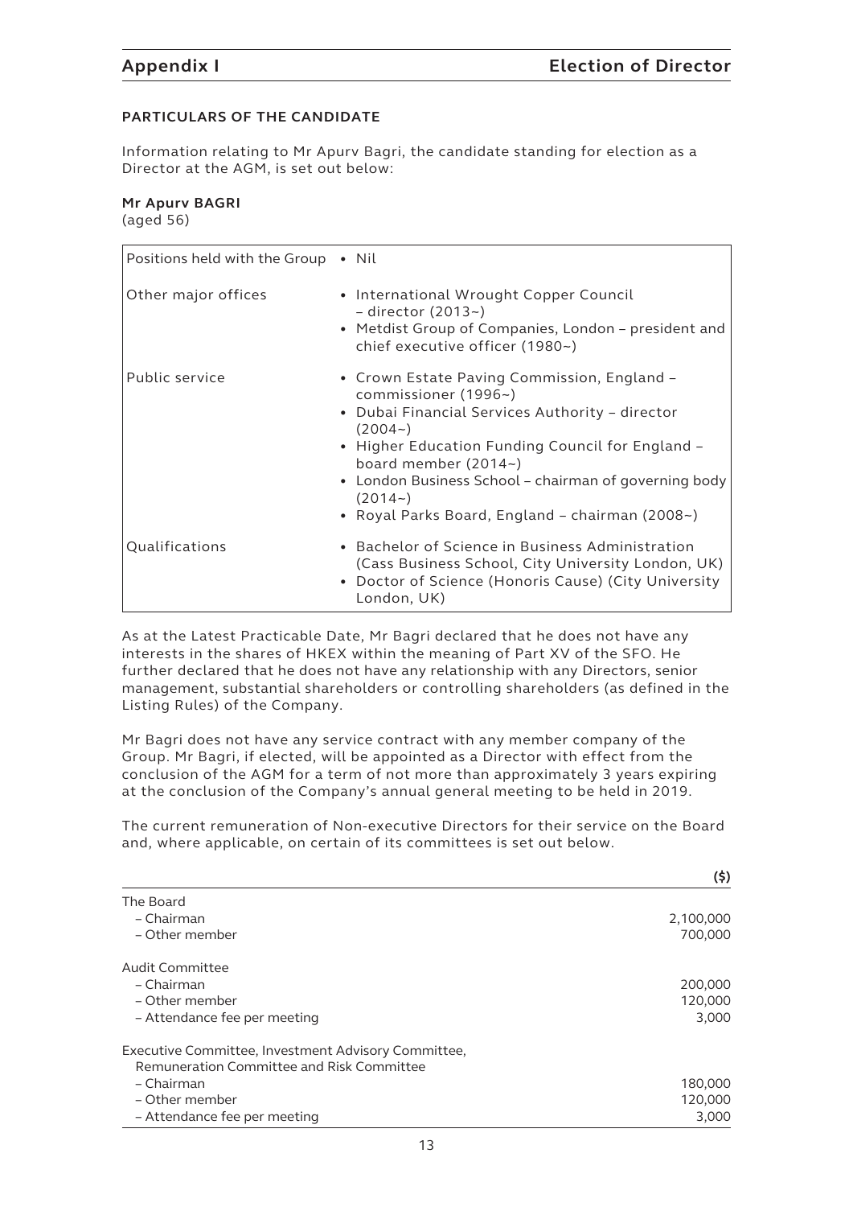## Appendix I Election of Director

### PARTICULARS OF THE CANDIDATE

Information relating to Mr Apurv Bagri, the candidate standing for election as a Director at the AGM, is set out below:

**Mr Apurv BAGRI**
(aged 56)

| | |
|---|---|
| Positions held with the Group | • Nil |
| Other major offices | • International Wrought Copper Council – director (2013~)<br>• Metdist Group of Companies, London – president and chief executive officer (1980~) |
| Public service | • Crown Estate Paving Commission, England – commissioner (1996~)<br>• Dubai Financial Services Authority – director (2004~)<br>• Higher Education Funding Council for England – board member (2014~)<br>• London Business School – chairman of governing body (2014~)<br>• Royal Parks Board, England – chairman (2008~) |
| Qualifications | • Bachelor of Science in Business Administration (Cass Business School, City University London, UK)<br>• Doctor of Science (Honoris Cause) (City University London, UK) |

As at the Latest Practicable Date, Mr Bagri declared that he does not have any interests in the shares of HKEX within the meaning of Part XV of the SFO. He further declared that he does not have any relationship with any Directors, senior management, substantial shareholders or controlling shareholders (as defined in the Listing Rules) of the Company.

Mr Bagri does not have any service contract with any member company of the Group. Mr Bagri, if elected, will be appointed as a Director with effect from the conclusion of the AGM for a term of not more than approximately 3 years expiring at the conclusion of the Company's annual general meeting to be held in 2019.

The current remuneration of Non-executive Directors for their service on the Board and, where applicable, on certain of its committees is set out below.

| | ($) |
|---|---:|
| The Board | |
| – Chairman | 2,100,000 |
| – Other member | 700,000 |
| Audit Committee | |
| – Chairman | 200,000 |
| – Other member | 120,000 |
| – Attendance fee per meeting | 3,000 |
| Executive Committee, Investment Advisory Committee, Remuneration Committee and Risk Committee | |
| – Chairman | 180,000 |
| – Other member | 120,000 |
| – Attendance fee per meeting | 3,000 |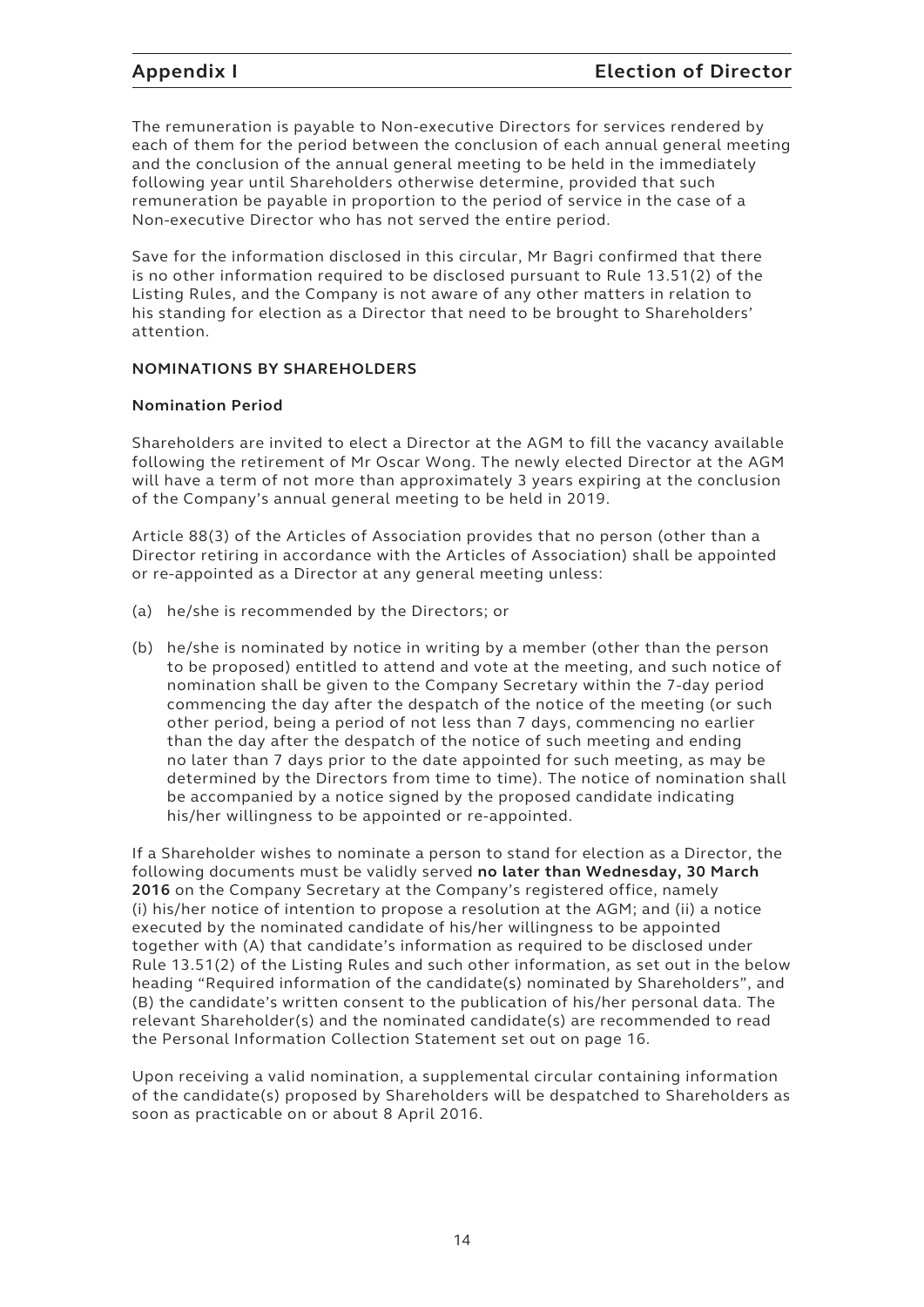The remuneration is payable to Non-executive Directors for services rendered by each of them for the period between the conclusion of each annual general meeting and the conclusion of the annual general meeting to be held in the immediately following year until Shareholders otherwise determine, provided that such remuneration be payable in proportion to the period of service in the case of a Non-executive Director who has not served the entire period.

Save for the information disclosed in this circular, Mr Bagri confirmed that there is no other information required to be disclosed pursuant to Rule 13.51(2) of the Listing Rules, and the Company is not aware of any other matters in relation to his standing for election as a Director that need to be brought to Shareholders' attention.

## NOMINATIONS BY SHAREHOLDERS

### Nomination Period

Shareholders are invited to elect a Director at the AGM to fill the vacancy available following the retirement of Mr Oscar Wong. The newly elected Director at the AGM will have a term of not more than approximately 3 years expiring at the conclusion of the Company's annual general meeting to be held in 2019.

Article 88(3) of the Articles of Association provides that no person (other than a Director retiring in accordance with the Articles of Association) shall be appointed or re-appointed as a Director at any general meeting unless:

(a) he/she is recommended by the Directors; or

(b) he/she is nominated by notice in writing by a member (other than the person to be proposed) entitled to attend and vote at the meeting, and such notice of nomination shall be given to the Company Secretary within the 7-day period commencing the day after the despatch of the notice of the meeting (or such other period, being a period of not less than 7 days, commencing no earlier than the day after the despatch of the notice of such meeting and ending no later than 7 days prior to the date appointed for such meeting, as may be determined by the Directors from time to time). The notice of nomination shall be accompanied by a notice signed by the proposed candidate indicating his/her willingness to be appointed or re-appointed.

If a Shareholder wishes to nominate a person to stand for election as a Director, the following documents must be validly served **no later than Wednesday, 30 March 2016** on the Company Secretary at the Company's registered office, namely (i) his/her notice of intention to propose a resolution at the AGM; and (ii) a notice executed by the nominated candidate of his/her willingness to be appointed together with (A) that candidate's information as required to be disclosed under Rule 13.51(2) of the Listing Rules and such other information, as set out in the below heading "Required information of the candidate(s) nominated by Shareholders", and (B) the candidate's written consent to the publication of his/her personal data. The relevant Shareholder(s) and the nominated candidate(s) are recommended to read the Personal Information Collection Statement set out on page 16.

Upon receiving a valid nomination, a supplemental circular containing information of the candidate(s) proposed by Shareholders will be despatched to Shareholders as soon as practicable on or about 8 April 2016.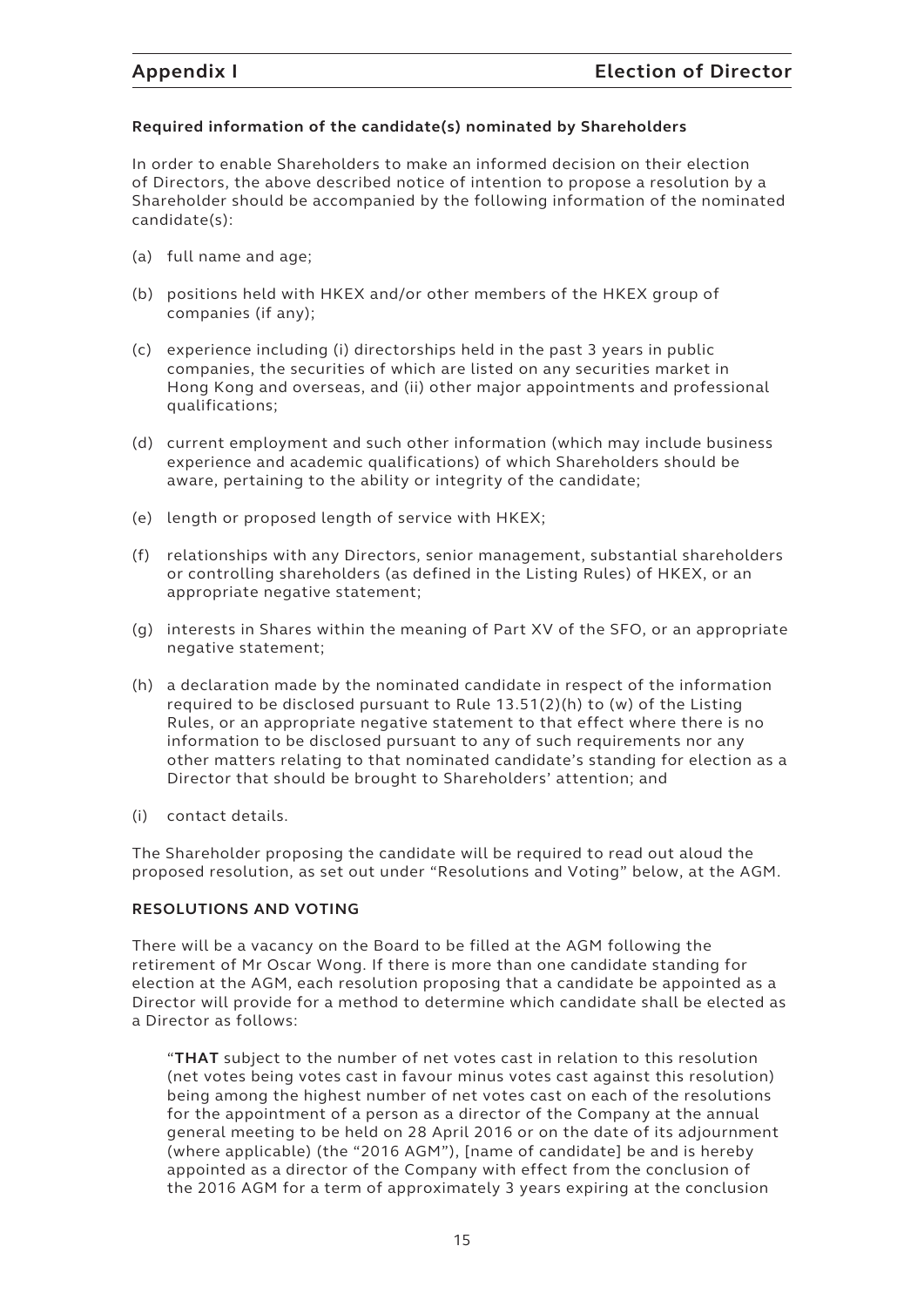#### Required information of the candidate(s) nominated by Shareholders

In order to enable Shareholders to make an informed decision on their election of Directors, the above described notice of intention to propose a resolution by a Shareholder should be accompanied by the following information of the nominated candidate(s):

(a) full name and age;

(b) positions held with HKEX and/or other members of the HKEX group of companies (if any);

(c) experience including (i) directorships held in the past 3 years in public companies, the securities of which are listed on any securities market in Hong Kong and overseas, and (ii) other major appointments and professional qualifications;

(d) current employment and such other information (which may include business experience and academic qualifications) of which Shareholders should be aware, pertaining to the ability or integrity of the candidate;

(e) length or proposed length of service with HKEX;

(f) relationships with any Directors, senior management, substantial shareholders or controlling shareholders (as defined in the Listing Rules) of HKEX, or an appropriate negative statement;

(g) interests in Shares within the meaning of Part XV of the SFO, or an appropriate negative statement;

(h) a declaration made by the nominated candidate in respect of the information required to be disclosed pursuant to Rule 13.51(2)(h) to (w) of the Listing Rules, or an appropriate negative statement to that effect where there is no information to be disclosed pursuant to any of such requirements nor any other matters relating to that nominated candidate's standing for election as a Director that should be brought to Shareholders' attention; and

(i) contact details.

The Shareholder proposing the candidate will be required to read out aloud the proposed resolution, as set out under "Resolutions and Voting" below, at the AGM.

#### RESOLUTIONS AND VOTING

There will be a vacancy on the Board to be filled at the AGM following the retirement of Mr Oscar Wong. If there is more than one candidate standing for election at the AGM, each resolution proposing that a candidate be appointed as a Director will provide for a method to determine which candidate shall be elected as a Director as follows:

> "**THAT** subject to the number of net votes cast in relation to this resolution (net votes being votes cast in favour minus votes cast against this resolution) being among the highest number of net votes cast on each of the resolutions for the appointment of a person as a director of the Company at the annual general meeting to be held on 28 April 2016 or on the date of its adjournment (where applicable) (the "2016 AGM"), [name of candidate] be and is hereby appointed as a director of the Company with effect from the conclusion of the 2016 AGM for a term of approximately 3 years expiring at the conclusion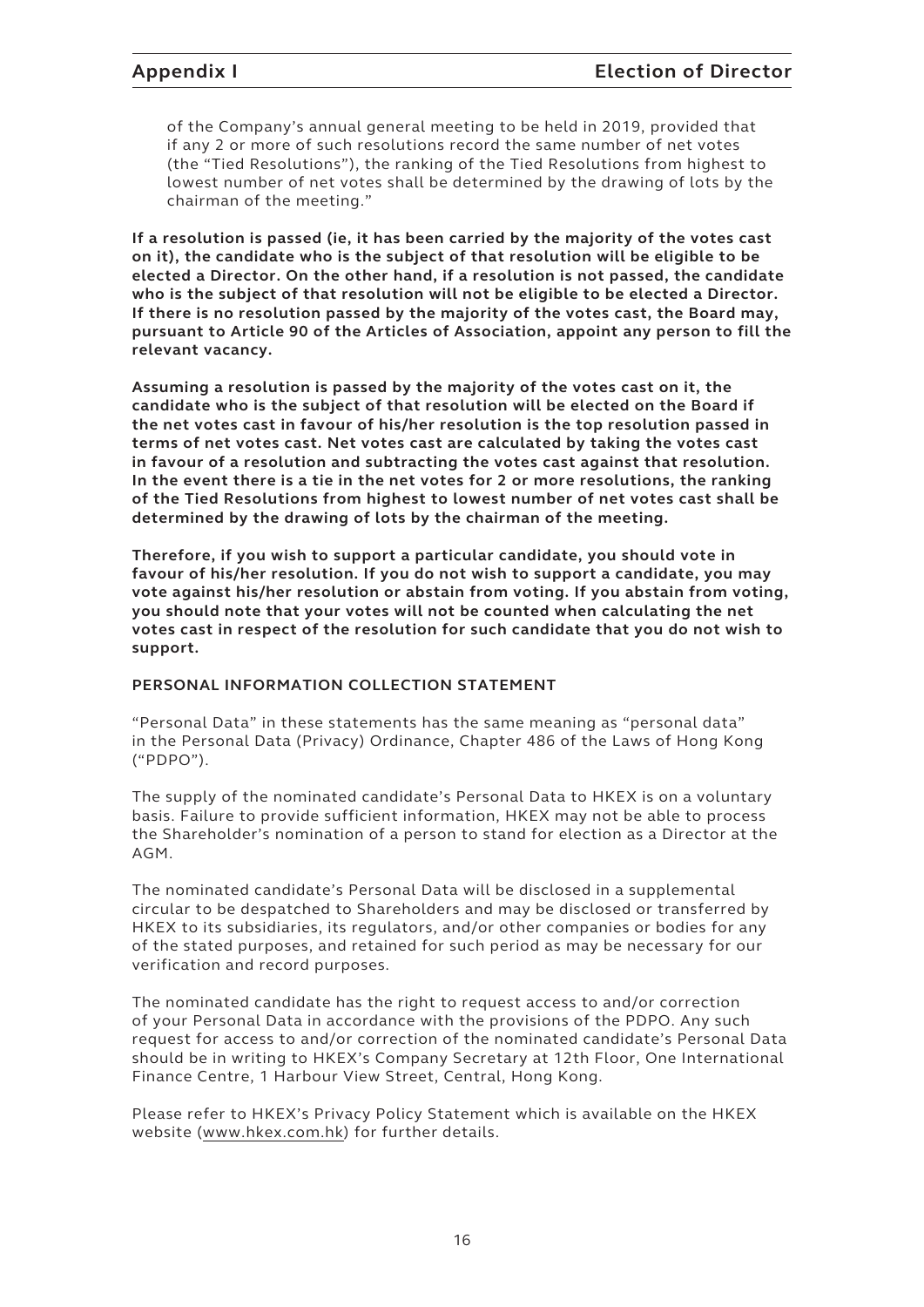of the Company's annual general meeting to be held in 2019, provided that if any 2 or more of such resolutions record the same number of net votes (the "Tied Resolutions"), the ranking of the Tied Resolutions from highest to lowest number of net votes shall be determined by the drawing of lots by the chairman of the meeting."

**If a resolution is passed (ie, it has been carried by the majority of the votes cast on it), the candidate who is the subject of that resolution will be eligible to be elected a Director. On the other hand, if a resolution is not passed, the candidate who is the subject of that resolution will not be eligible to be elected a Director. If there is no resolution passed by the majority of the votes cast, the Board may, pursuant to Article 90 of the Articles of Association, appoint any person to fill the relevant vacancy.**

**Assuming a resolution is passed by the majority of the votes cast on it, the candidate who is the subject of that resolution will be elected on the Board if the net votes cast in favour of his/her resolution is the top resolution passed in terms of net votes cast. Net votes cast are calculated by taking the votes cast in favour of a resolution and subtracting the votes cast against that resolution. In the event there is a tie in the net votes for 2 or more resolutions, the ranking of the Tied Resolutions from highest to lowest number of net votes cast shall be determined by the drawing of lots by the chairman of the meeting.**

**Therefore, if you wish to support a particular candidate, you should vote in favour of his/her resolution. If you do not wish to support a candidate, you may vote against his/her resolution or abstain from voting. If you abstain from voting, you should note that your votes will not be counted when calculating the net votes cast in respect of the resolution for such candidate that you do not wish to support.**

**PERSONAL INFORMATION COLLECTION STATEMENT**

"Personal Data" in these statements has the same meaning as "personal data" in the Personal Data (Privacy) Ordinance, Chapter 486 of the Laws of Hong Kong ("PDPO").

The supply of the nominated candidate's Personal Data to HKEX is on a voluntary basis. Failure to provide sufficient information, HKEX may not be able to process the Shareholder's nomination of a person to stand for election as a Director at the AGM.

The nominated candidate's Personal Data will be disclosed in a supplemental circular to be despatched to Shareholders and may be disclosed or transferred by HKEX to its subsidiaries, its regulators, and/or other companies or bodies for any of the stated purposes, and retained for such period as may be necessary for our verification and record purposes.

The nominated candidate has the right to request access to and/or correction of your Personal Data in accordance with the provisions of the PDPO. Any such request for access to and/or correction of the nominated candidate's Personal Data should be in writing to HKEX's Company Secretary at 12th Floor, One International Finance Centre, 1 Harbour View Street, Central, Hong Kong.

Please refer to HKEX's Privacy Policy Statement which is available on the HKEX website (www.hkex.com.hk) for further details.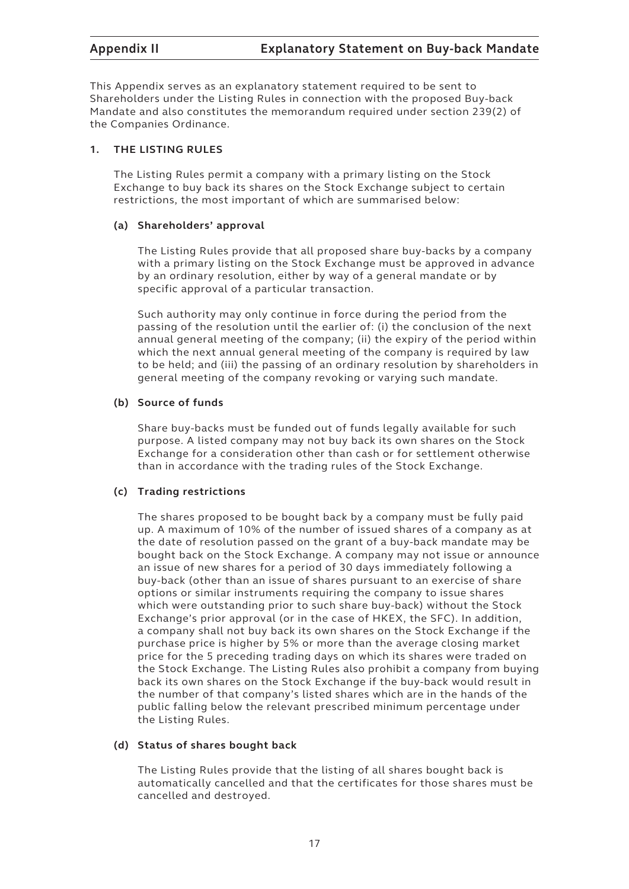## Appendix II Explanatory Statement on Buy-back Mandate

This Appendix serves as an explanatory statement required to be sent to Shareholders under the Listing Rules in connection with the proposed Buy-back Mandate and also constitutes the memorandum required under section 239(2) of the Companies Ordinance.

### 1. THE LISTING RULES

The Listing Rules permit a company with a primary listing on the Stock Exchange to buy back its shares on the Stock Exchange subject to certain restrictions, the most important of which are summarised below:

#### (a) Shareholders' approval

The Listing Rules provide that all proposed share buy-backs by a company with a primary listing on the Stock Exchange must be approved in advance by an ordinary resolution, either by way of a general mandate or by specific approval of a particular transaction.

Such authority may only continue in force during the period from the passing of the resolution until the earlier of: (i) the conclusion of the next annual general meeting of the company; (ii) the expiry of the period within which the next annual general meeting of the company is required by law to be held; and (iii) the passing of an ordinary resolution by shareholders in general meeting of the company revoking or varying such mandate.

#### (b) Source of funds

Share buy-backs must be funded out of funds legally available for such purpose. A listed company may not buy back its own shares on the Stock Exchange for a consideration other than cash or for settlement otherwise than in accordance with the trading rules of the Stock Exchange.

#### (c) Trading restrictions

The shares proposed to be bought back by a company must be fully paid up. A maximum of 10% of the number of issued shares of a company as at the date of resolution passed on the grant of a buy-back mandate may be bought back on the Stock Exchange. A company may not issue or announce an issue of new shares for a period of 30 days immediately following a buy-back (other than an issue of shares pursuant to an exercise of share options or similar instruments requiring the company to issue shares which were outstanding prior to such share buy-back) without the Stock Exchange's prior approval (or in the case of HKEX, the SFC). In addition, a company shall not buy back its own shares on the Stock Exchange if the purchase price is higher by 5% or more than the average closing market price for the 5 preceding trading days on which its shares were traded on the Stock Exchange. The Listing Rules also prohibit a company from buying back its own shares on the Stock Exchange if the buy-back would result in the number of that company's listed shares which are in the hands of the public falling below the relevant prescribed minimum percentage under the Listing Rules.

#### (d) Status of shares bought back

The Listing Rules provide that the listing of all shares bought back is automatically cancelled and that the certificates for those shares must be cancelled and destroyed.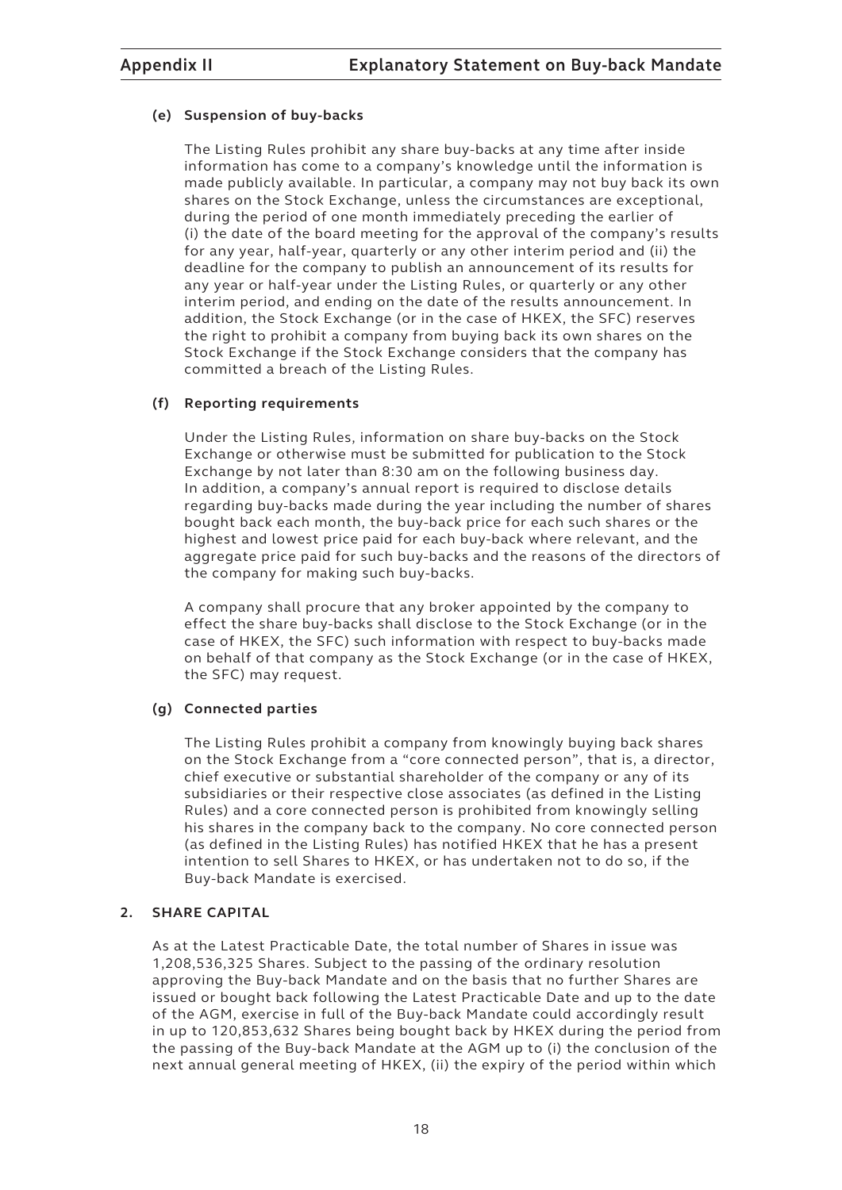#### (e) Suspension of buy-backs

The Listing Rules prohibit any share buy-backs at any time after inside information has come to a company's knowledge until the information is made publicly available. In particular, a company may not buy back its own shares on the Stock Exchange, unless the circumstances are exceptional, during the period of one month immediately preceding the earlier of (i) the date of the board meeting for the approval of the company's results for any year, half-year, quarterly or any other interim period and (ii) the deadline for the company to publish an announcement of its results for any year or half-year under the Listing Rules, or quarterly or any other interim period, and ending on the date of the results announcement. In addition, the Stock Exchange (or in the case of HKEX, the SFC) reserves the right to prohibit a company from buying back its own shares on the Stock Exchange if the Stock Exchange considers that the company has committed a breach of the Listing Rules.

#### (f) Reporting requirements

Under the Listing Rules, information on share buy-backs on the Stock Exchange or otherwise must be submitted for publication to the Stock Exchange by not later than 8:30 am on the following business day. In addition, a company's annual report is required to disclose details regarding buy-backs made during the year including the number of shares bought back each month, the buy-back price for each such shares or the highest and lowest price paid for each buy-back where relevant, and the aggregate price paid for such buy-backs and the reasons of the directors of the company for making such buy-backs.

A company shall procure that any broker appointed by the company to effect the share buy-backs shall disclose to the Stock Exchange (or in the case of HKEX, the SFC) such information with respect to buy-backs made on behalf of that company as the Stock Exchange (or in the case of HKEX, the SFC) may request.

#### (g) Connected parties

The Listing Rules prohibit a company from knowingly buying back shares on the Stock Exchange from a "core connected person", that is, a director, chief executive or substantial shareholder of the company or any of its subsidiaries or their respective close associates (as defined in the Listing Rules) and a core connected person is prohibited from knowingly selling his shares in the company back to the company. No core connected person (as defined in the Listing Rules) has notified HKEX that he has a present intention to sell Shares to HKEX, or has undertaken not to do so, if the Buy-back Mandate is exercised.

### 2. SHARE CAPITAL

As at the Latest Practicable Date, the total number of Shares in issue was 1,208,536,325 Shares. Subject to the passing of the ordinary resolution approving the Buy-back Mandate and on the basis that no further Shares are issued or bought back following the Latest Practicable Date and up to the date of the AGM, exercise in full of the Buy-back Mandate could accordingly result in up to 120,853,632 Shares being bought back by HKEX during the period from the passing of the Buy-back Mandate at the AGM up to (i) the conclusion of the next annual general meeting of HKEX, (ii) the expiry of the period within which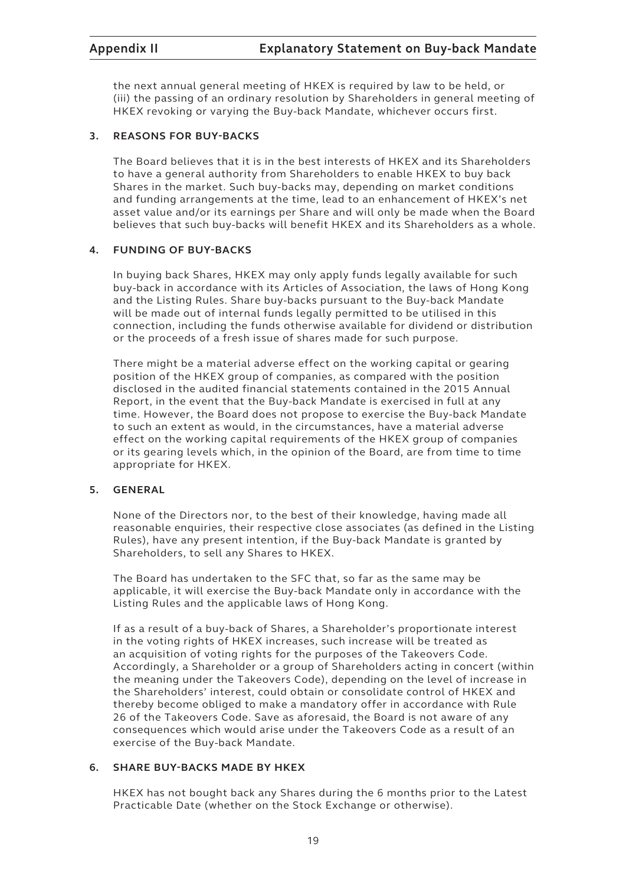the next annual general meeting of HKEX is required by law to be held, or (iii) the passing of an ordinary resolution by Shareholders in general meeting of HKEX revoking or varying the Buy-back Mandate, whichever occurs first.

## 3. REASONS FOR BUY-BACKS

The Board believes that it is in the best interests of HKEX and its Shareholders to have a general authority from Shareholders to enable HKEX to buy back Shares in the market. Such buy-backs may, depending on market conditions and funding arrangements at the time, lead to an enhancement of HKEX's net asset value and/or its earnings per Share and will only be made when the Board believes that such buy-backs will benefit HKEX and its Shareholders as a whole.

## 4. FUNDING OF BUY-BACKS

In buying back Shares, HKEX may only apply funds legally available for such buy-back in accordance with its Articles of Association, the laws of Hong Kong and the Listing Rules. Share buy-backs pursuant to the Buy-back Mandate will be made out of internal funds legally permitted to be utilised in this connection, including the funds otherwise available for dividend or distribution or the proceeds of a fresh issue of shares made for such purpose.

There might be a material adverse effect on the working capital or gearing position of the HKEX group of companies, as compared with the position disclosed in the audited financial statements contained in the 2015 Annual Report, in the event that the Buy-back Mandate is exercised in full at any time. However, the Board does not propose to exercise the Buy-back Mandate to such an extent as would, in the circumstances, have a material adverse effect on the working capital requirements of the HKEX group of companies or its gearing levels which, in the opinion of the Board, are from time to time appropriate for HKEX.

## 5. GENERAL

None of the Directors nor, to the best of their knowledge, having made all reasonable enquiries, their respective close associates (as defined in the Listing Rules), have any present intention, if the Buy-back Mandate is granted by Shareholders, to sell any Shares to HKEX.

The Board has undertaken to the SFC that, so far as the same may be applicable, it will exercise the Buy-back Mandate only in accordance with the Listing Rules and the applicable laws of Hong Kong.

If as a result of a buy-back of Shares, a Shareholder's proportionate interest in the voting rights of HKEX increases, such increase will be treated as an acquisition of voting rights for the purposes of the Takeovers Code. Accordingly, a Shareholder or a group of Shareholders acting in concert (within the meaning under the Takeovers Code), depending on the level of increase in the Shareholders' interest, could obtain or consolidate control of HKEX and thereby become obliged to make a mandatory offer in accordance with Rule 26 of the Takeovers Code. Save as aforesaid, the Board is not aware of any consequences which would arise under the Takeovers Code as a result of an exercise of the Buy-back Mandate.

## 6. SHARE BUY-BACKS MADE BY HKEX

HKEX has not bought back any Shares during the 6 months prior to the Latest Practicable Date (whether on the Stock Exchange or otherwise).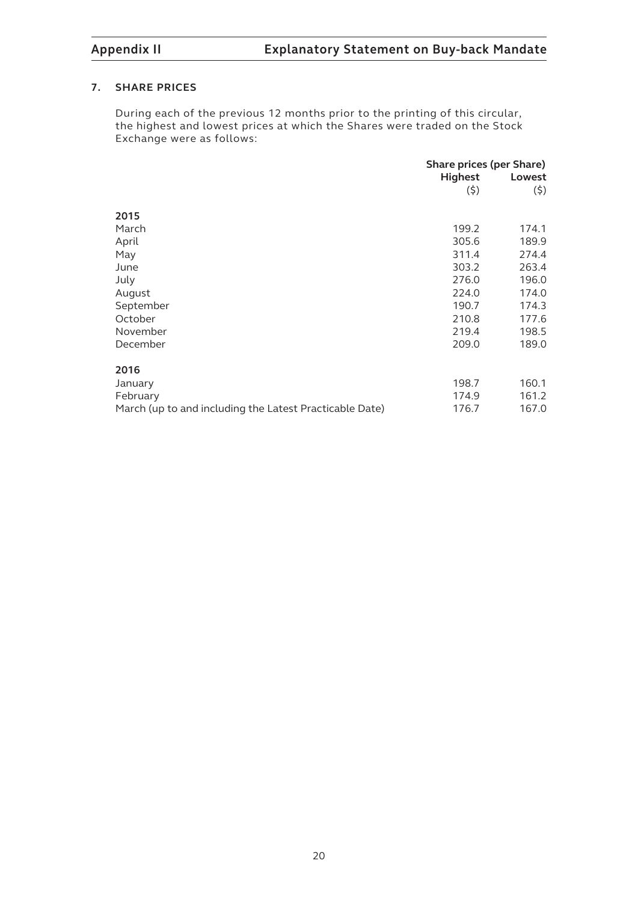## 7. SHARE PRICES

During each of the previous 12 months prior to the printing of this circular, the highest and lowest prices at which the Shares were traded on the Stock Exchange were as follows:

| | Share prices (per Share) | |
|---|---|---|
| | Highest ($) | Lowest ($) |
| **2015** | | |
| March | 199.2 | 174.1 |
| April | 305.6 | 189.9 |
| May | 311.4 | 274.4 |
| June | 303.2 | 263.4 |
| July | 276.0 | 196.0 |
| August | 224.0 | 174.0 |
| September | 190.7 | 174.3 |
| October | 210.8 | 177.6 |
| November | 219.4 | 198.5 |
| December | 209.0 | 189.0 |
| **2016** | | |
| January | 198.7 | 160.1 |
| February | 174.9 | 161.2 |
| March (up to and including the Latest Practicable Date) | 176.7 | 167.0 |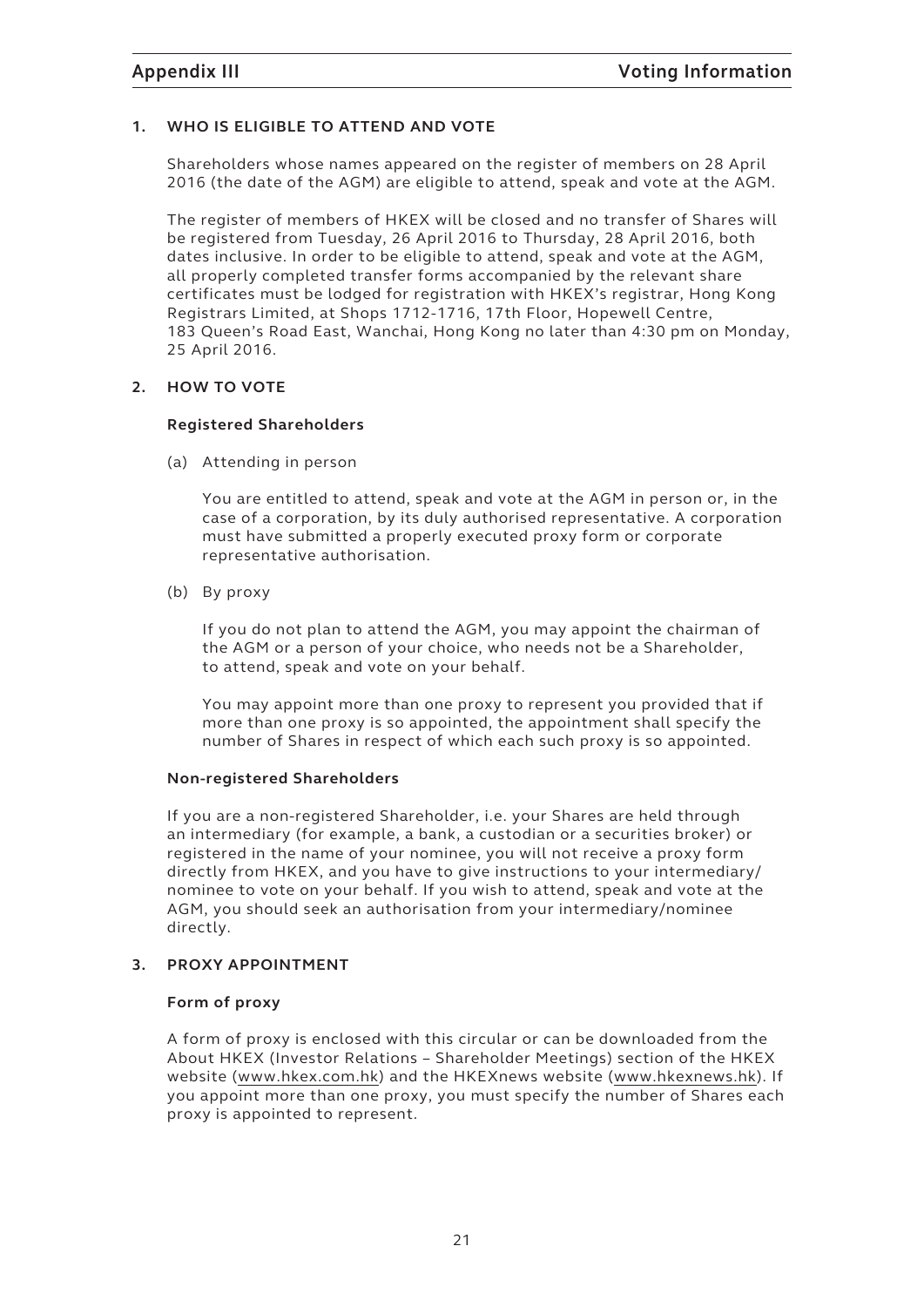## 1. WHO IS ELIGIBLE TO ATTEND AND VOTE

Shareholders whose names appeared on the register of members on 28 April 2016 (the date of the AGM) are eligible to attend, speak and vote at the AGM.

The register of members of HKEX will be closed and no transfer of Shares will be registered from Tuesday, 26 April 2016 to Thursday, 28 April 2016, both dates inclusive. In order to be eligible to attend, speak and vote at the AGM, all properly completed transfer forms accompanied by the relevant share certificates must be lodged for registration with HKEX's registrar, Hong Kong Registrars Limited, at Shops 1712-1716, 17th Floor, Hopewell Centre, 183 Queen's Road East, Wanchai, Hong Kong no later than 4:30 pm on Monday, 25 April 2016.

## 2. HOW TO VOTE

### Registered Shareholders

(a) Attending in person

You are entitled to attend, speak and vote at the AGM in person or, in the case of a corporation, by its duly authorised representative. A corporation must have submitted a properly executed proxy form or corporate representative authorisation.

(b) By proxy

If you do not plan to attend the AGM, you may appoint the chairman of the AGM or a person of your choice, who needs not be a Shareholder, to attend, speak and vote on your behalf.

You may appoint more than one proxy to represent you provided that if more than one proxy is so appointed, the appointment shall specify the number of Shares in respect of which each such proxy is so appointed.

### Non-registered Shareholders

If you are a non-registered Shareholder, i.e. your Shares are held through an intermediary (for example, a bank, a custodian or a securities broker) or registered in the name of your nominee, you will not receive a proxy form directly from HKEX, and you have to give instructions to your intermediary/nominee to vote on your behalf. If you wish to attend, speak and vote at the AGM, you should seek an authorisation from your intermediary/nominee directly.

## 3. PROXY APPOINTMENT

### Form of proxy

A form of proxy is enclosed with this circular or can be downloaded from the About HKEX (Investor Relations – Shareholder Meetings) section of the HKEX website (www.hkex.com.hk) and the HKEXnews website (www.hkexnews.hk). If you appoint more than one proxy, you must specify the number of Shares each proxy is appointed to represent.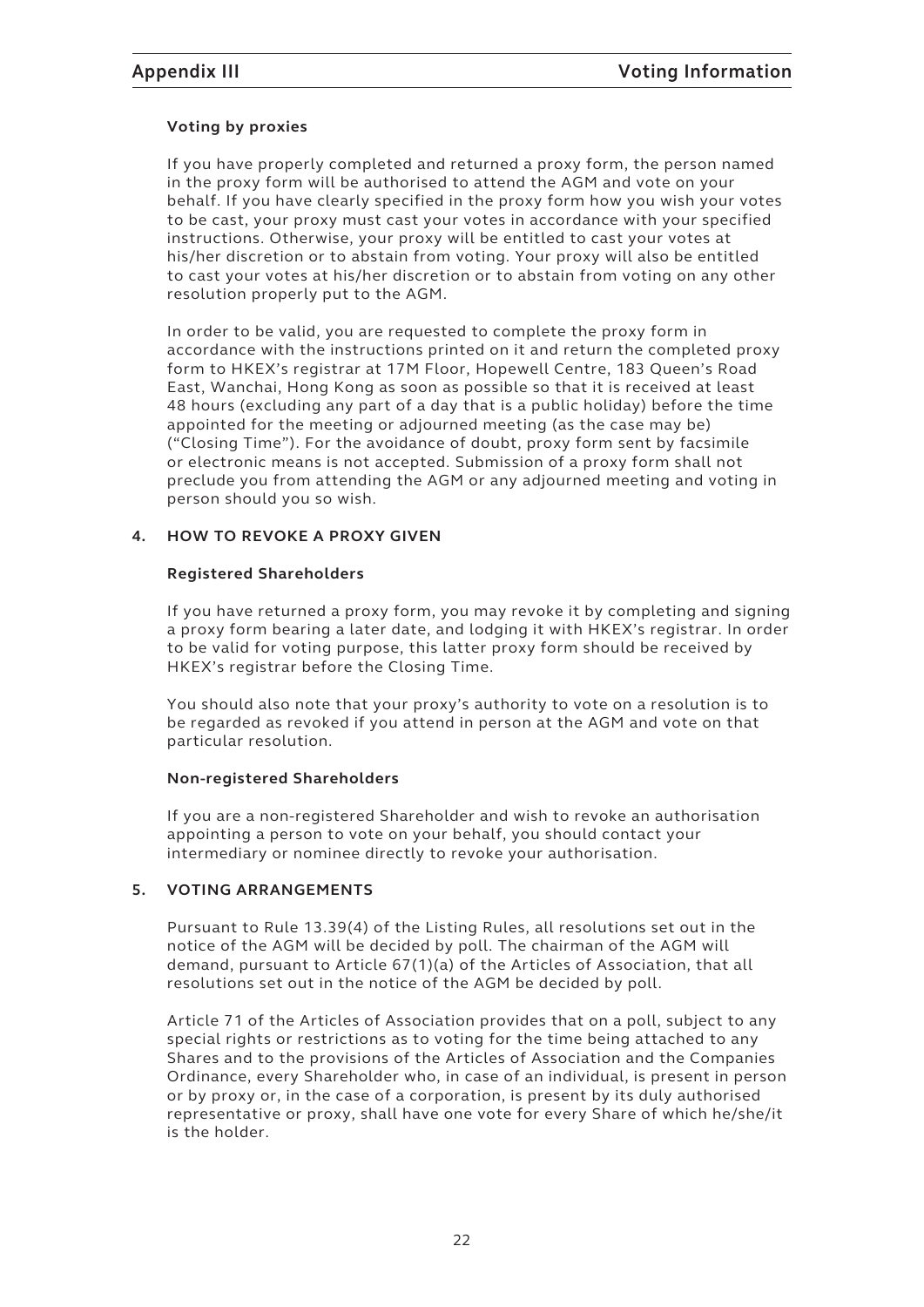**Voting by proxies**

If you have properly completed and returned a proxy form, the person named in the proxy form will be authorised to attend the AGM and vote on your behalf. If you have clearly specified in the proxy form how you wish your votes to be cast, your proxy must cast your votes in accordance with your specified instructions. Otherwise, your proxy will be entitled to cast your votes at his/her discretion or to abstain from voting. Your proxy will also be entitled to cast your votes at his/her discretion or to abstain from voting on any other resolution properly put to the AGM.

In order to be valid, you are requested to complete the proxy form in accordance with the instructions printed on it and return the completed proxy form to HKEX's registrar at 17M Floor, Hopewell Centre, 183 Queen's Road East, Wanchai, Hong Kong as soon as possible so that it is received at least 48 hours (excluding any part of a day that is a public holiday) before the time appointed for the meeting or adjourned meeting (as the case may be) ("Closing Time"). For the avoidance of doubt, proxy form sent by facsimile or electronic means is not accepted. Submission of a proxy form shall not preclude you from attending the AGM or any adjourned meeting and voting in person should you so wish.

## 4. HOW TO REVOKE A PROXY GIVEN

**Registered Shareholders**

If you have returned a proxy form, you may revoke it by completing and signing a proxy form bearing a later date, and lodging it with HKEX's registrar. In order to be valid for voting purpose, this latter proxy form should be received by HKEX's registrar before the Closing Time.

You should also note that your proxy's authority to vote on a resolution is to be regarded as revoked if you attend in person at the AGM and vote on that particular resolution.

**Non-registered Shareholders**

If you are a non-registered Shareholder and wish to revoke an authorisation appointing a person to vote on your behalf, you should contact your intermediary or nominee directly to revoke your authorisation.

## 5. VOTING ARRANGEMENTS

Pursuant to Rule 13.39(4) of the Listing Rules, all resolutions set out in the notice of the AGM will be decided by poll. The chairman of the AGM will demand, pursuant to Article 67(1)(a) of the Articles of Association, that all resolutions set out in the notice of the AGM be decided by poll.

Article 71 of the Articles of Association provides that on a poll, subject to any special rights or restrictions as to voting for the time being attached to any Shares and to the provisions of the Articles of Association and the Companies Ordinance, every Shareholder who, in case of an individual, is present in person or by proxy or, in the case of a corporation, is present by its duly authorised representative or proxy, shall have one vote for every Share of which he/she/it is the holder.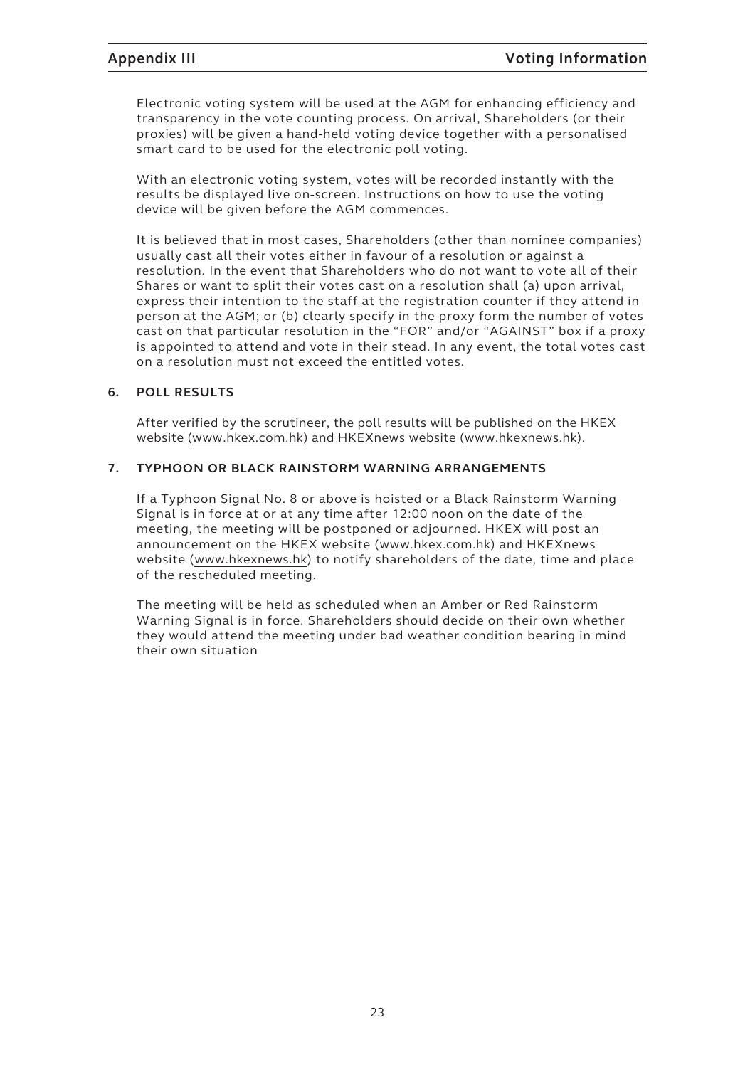Electronic voting system will be used at the AGM for enhancing efficiency and transparency in the vote counting process. On arrival, Shareholders (or their proxies) will be given a hand-held voting device together with a personalised smart card to be used for the electronic poll voting.

With an electronic voting system, votes will be recorded instantly with the results be displayed live on-screen. Instructions on how to use the voting device will be given before the AGM commences.

It is believed that in most cases, Shareholders (other than nominee companies) usually cast all their votes either in favour of a resolution or against a resolution. In the event that Shareholders who do not want to vote all of their Shares or want to split their votes cast on a resolution shall (a) upon arrival, express their intention to the staff at the registration counter if they attend in person at the AGM; or (b) clearly specify in the proxy form the number of votes cast on that particular resolution in the "FOR" and/or "AGAINST" box if a proxy is appointed to attend and vote in their stead. In any event, the total votes cast on a resolution must not exceed the entitled votes.

## 6. POLL RESULTS

After verified by the scrutineer, the poll results will be published on the HKEX website (www.hkex.com.hk) and HKEXnews website (www.hkexnews.hk).

## 7. TYPHOON OR BLACK RAINSTORM WARNING ARRANGEMENTS

If a Typhoon Signal No. 8 or above is hoisted or a Black Rainstorm Warning Signal is in force at or at any time after 12:00 noon on the date of the meeting, the meeting will be postponed or adjourned. HKEX will post an announcement on the HKEX website (www.hkex.com.hk) and HKEXnews website (www.hkexnews.hk) to notify shareholders of the date, time and place of the rescheduled meeting.

The meeting will be held as scheduled when an Amber or Red Rainstorm Warning Signal is in force. Shareholders should decide on their own whether they would attend the meeting under bad weather condition bearing in mind their own situation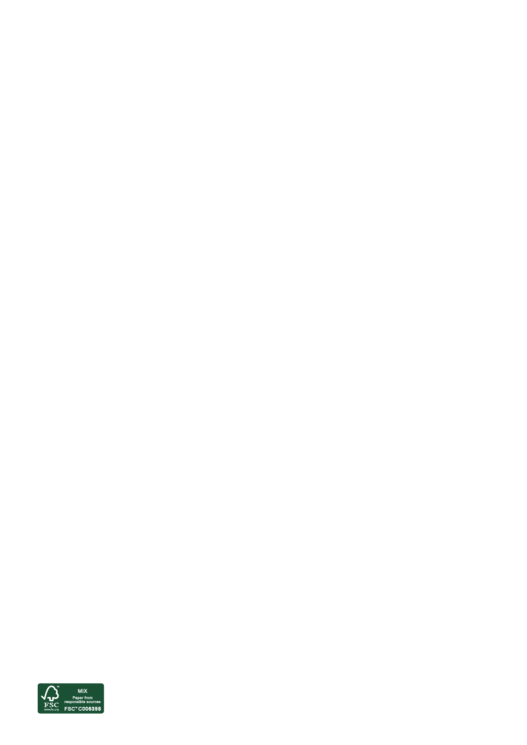MIX

Paper from responsible sources

FSC™ C006398

FSC

www.fsc.org